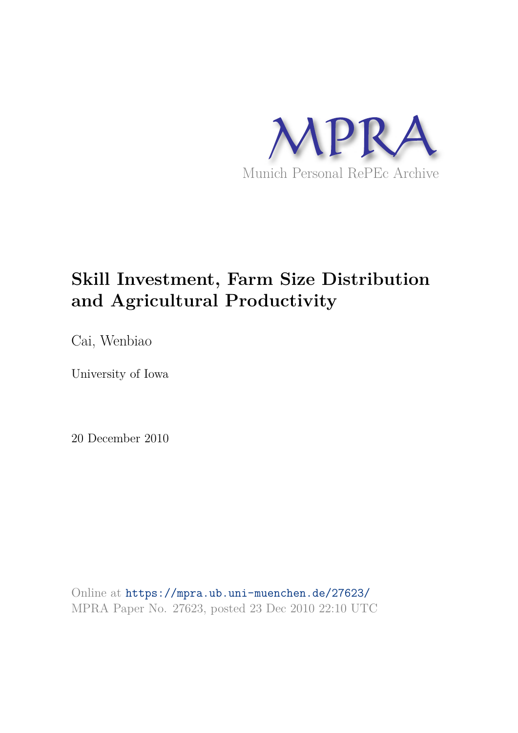MPRA

Munich Personal RePEc Archive

# Skill Investment, Farm Size Distribution and Agricultural Productivity

Cai, Wenbiao

University of Iowa

20 December 2010

Online at https://mpra.ub.uni-muenchen.de/27623/
MPRA Paper No. 27623, posted 23 Dec 2010 22:10 UTC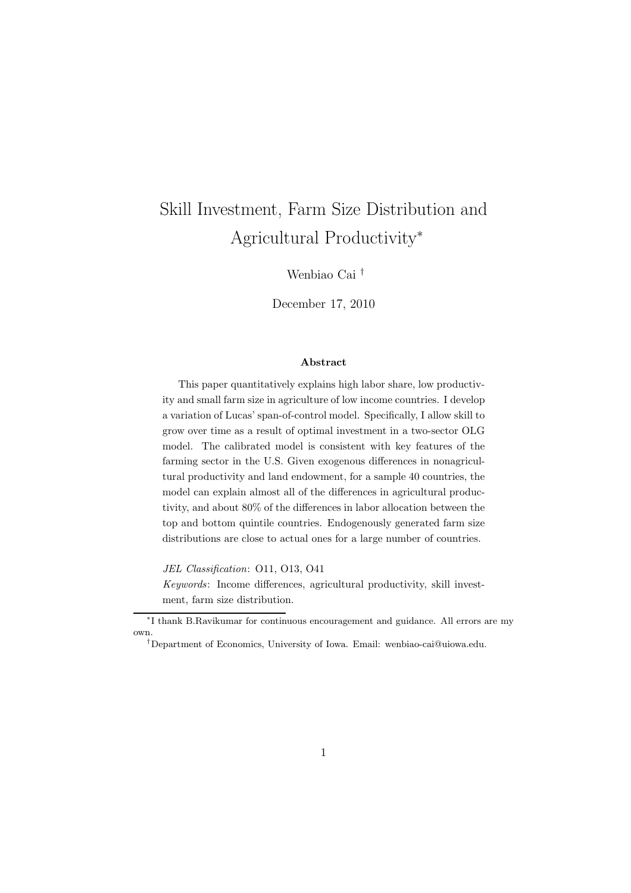# Skill Investment, Farm Size Distribution and Agricultural Productivity[*]

Wenbiao Cai [†]

December 17, 2010

**Abstract**

This paper quantitatively explains high labor share, low productivity and small farm size in agriculture of low income countries. I develop a variation of Lucas' span-of-control model. Specifically, I allow skill to grow over time as a result of optimal investment in a two-sector OLG model. The calibrated model is consistent with key features of the farming sector in the U.S. Given exogenous differences in nonagricultural productivity and land endowment, for a sample 40 countries, the model can explain almost all of the differences in agricultural productivity, and about 80% of the differences in labor allocation between the top and bottom quintile countries. Endogenously generated farm size distributions are close to actual ones for a large number of countries.

*JEL Classification*: O11, O13, O41

*Keywords*: Income differences, agricultural productivity, skill investment, farm size distribution.

---

[*] I thank B.Ravikumar for continuous encouragement and guidance. All errors are my own.

[†] Department of Economics, University of Iowa. Email: wenbiao-cai@uiowa.edu.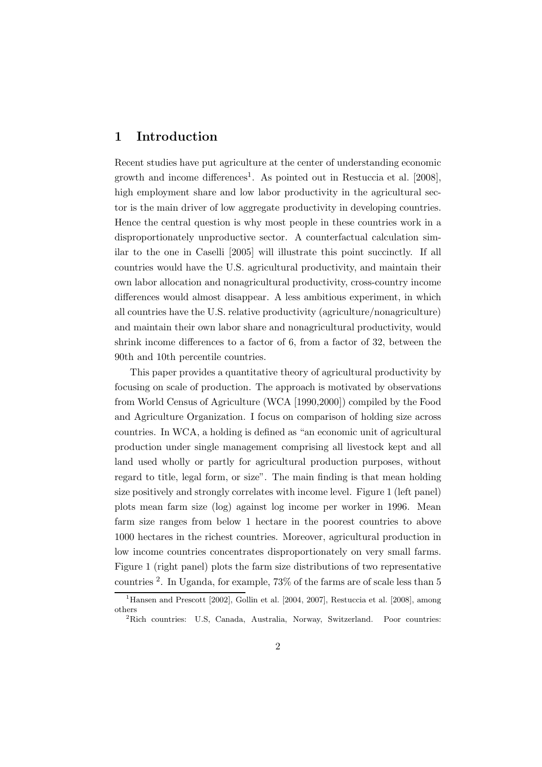# 1 Introduction

Recent studies have put agriculture at the center of understanding economic growth and income differences[1]. As pointed out in Restuccia et al. [2008], high employment share and low labor productivity in the agricultural sector is the main driver of low aggregate productivity in developing countries. Hence the central question is why most people in these countries work in a disproportionately unproductive sector. A counterfactual calculation similar to the one in Caselli [2005] will illustrate this point succinctly. If all countries would have the U.S. agricultural productivity, and maintain their own labor allocation and nonagricultural productivity, cross-country income differences would almost disappear. A less ambitious experiment, in which all countries have the U.S. relative productivity (agriculture/nonagriculture) and maintain their own labor share and nonagricultural productivity, would shrink income differences to a factor of 6, from a factor of 32, between the 90th and 10th percentile countries.

This paper provides a quantitative theory of agricultural productivity by focusing on scale of production. The approach is motivated by observations from World Census of Agriculture (WCA [1990,2000]) compiled by the Food and Agriculture Organization. I focus on comparison of holding size across countries. In WCA, a holding is defined as "an economic unit of agricultural production under single management comprising all livestock kept and all land used wholly or partly for agricultural production purposes, without regard to title, legal form, or size". The main finding is that mean holding size positively and strongly correlates with income level. Figure 1 (left panel) plots mean farm size (log) against log income per worker in 1996. Mean farm size ranges from below 1 hectare in the poorest countries to above 1000 hectares in the richest countries. Moreover, agricultural production in low income countries concentrates disproportionately on very small farms. Figure 1 (right panel) plots the farm size distributions of two representative countries [2]. In Uganda, for example, 73% of the farms are of scale less than 5

[1] Hansen and Prescott [2002], Gollin et al. [2004, 2007], Restuccia et al. [2008], among others

[2] Rich countries: U.S, Canada, Australia, Norway, Switzerland. Poor countries: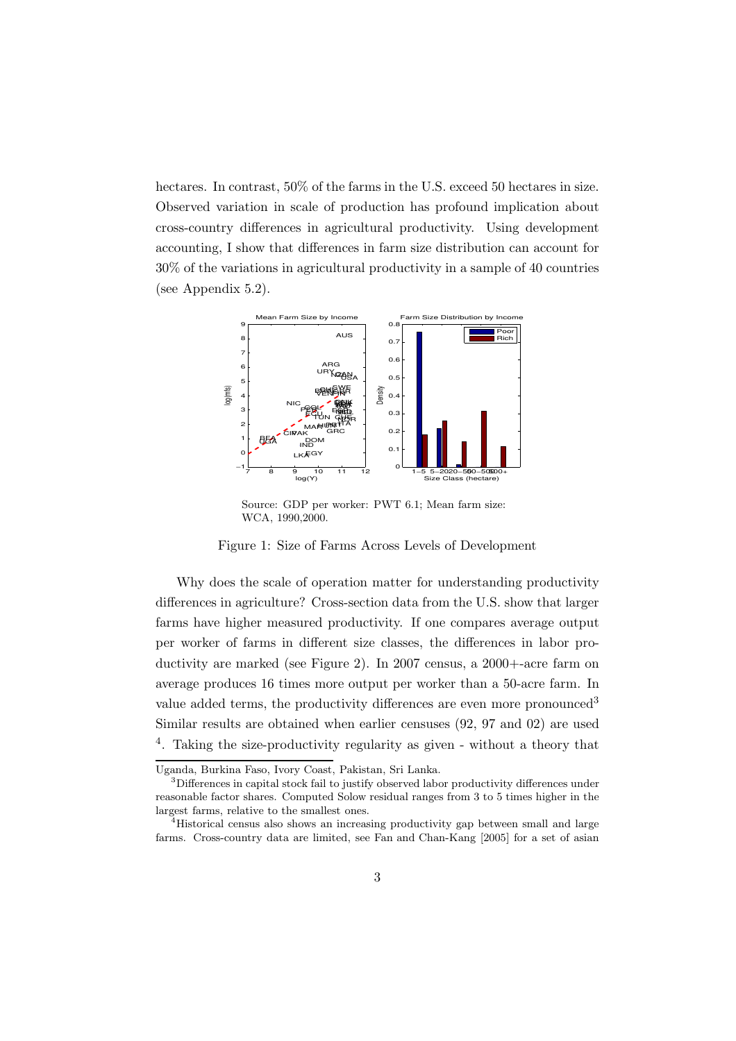hectares. In contrast, 50% of the farms in the U.S. exceed 50 hectares in size. Observed variation in scale of production has profound implication about cross-country differences in agricultural productivity. Using development accounting, I show that differences in farm size distribution can account for 30% of the variations in agricultural productivity in a sample of 40 countries (see Appendix 5.2).

Source: GDP per worker: PWT 6.1; Mean farm size: WCA, 1990,2000.

Figure 1: Size of Farms Across Levels of Development

Why does the scale of operation matter for understanding productivity differences in agriculture? Cross-section data from the U.S. show that larger farms have higher measured productivity. If one compares average output per worker of farms in different size classes, the differences in labor productivity are marked (see Figure 2). In 2007 census, a 2000+-acre farm on average produces 16 times more output per worker than a 50-acre farm. In value added terms, the productivity differences are even more pronounced[3] Similar results are obtained when earlier censuses (92, 97 and 02) are used [4]. Taking the size-productivity regularity as given - without a theory that

---

Uganda, Burkina Faso, Ivory Coast, Pakistan, Sri Lanka.

[3] Differences in capital stock fail to justify observed labor productivity differences under reasonable factor shares. Computed Solow residual ranges from 3 to 5 times higher in the largest farms, relative to the smallest ones.

[4] Historical census also shows an increasing productivity gap between small and large farms. Cross-country data are limited, see Fan and Chan-Kang [2005] for a set of asian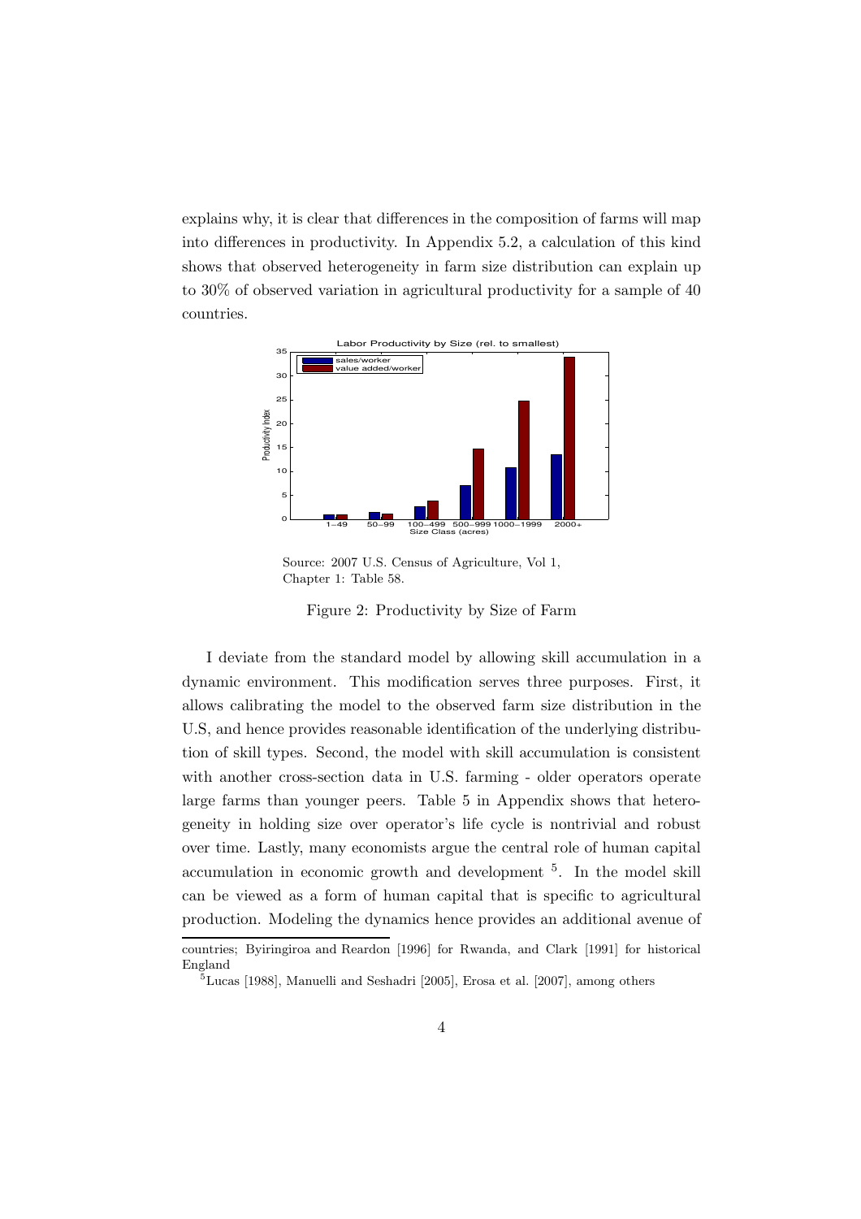explains why, it is clear that differences in the composition of farms will map into differences in productivity. In Appendix 5.2, a calculation of this kind shows that observed heterogeneity in farm size distribution can explain up to 30% of observed variation in agricultural productivity for a sample of 40 countries.

Source: 2007 U.S. Census of Agriculture, Vol 1, Chapter 1: Table 58.

Figure 2: Productivity by Size of Farm

I deviate from the standard model by allowing skill accumulation in a dynamic environment. This modification serves three purposes. First, it allows calibrating the model to the observed farm size distribution in the U.S, and hence provides reasonable identification of the underlying distribution of skill types. Second, the model with skill accumulation is consistent with another cross-section data in U.S. farming - older operators operate large farms than younger peers. Table 5 in Appendix shows that heterogeneity in holding size over operator's life cycle is nontrivial and robust over time. Lastly, many economists argue the central role of human capital accumulation in economic growth and development [5]. In the model skill can be viewed as a form of human capital that is specific to agricultural production. Modeling the dynamics hence provides an additional avenue of

countries; Byiringiroa and Reardon [1996] for Rwanda, and Clark [1991] for historical England

[5] Lucas [1988], Manuelli and Seshadri [2005], Erosa et al. [2007], among others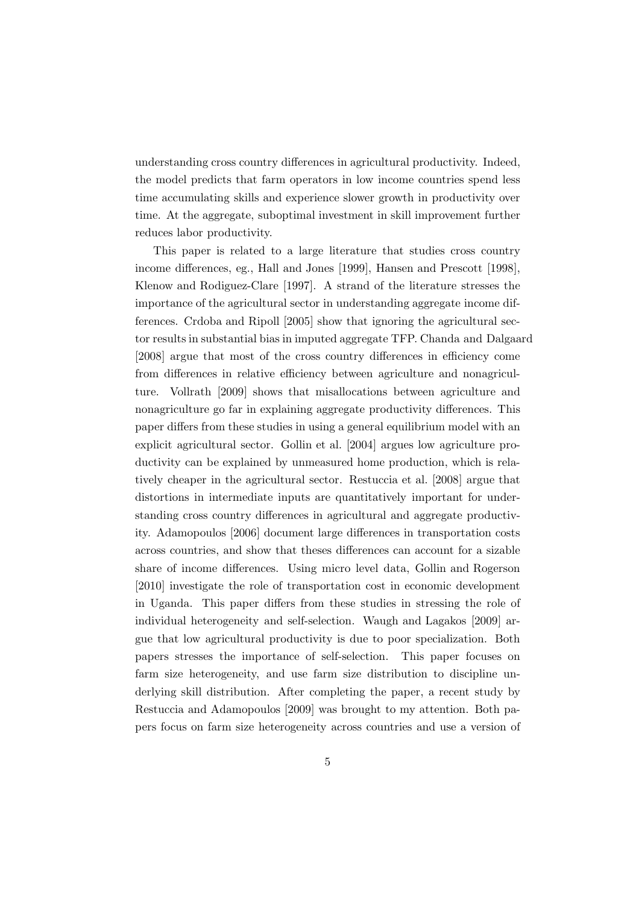understanding cross country differences in agricultural productivity. Indeed, the model predicts that farm operators in low income countries spend less time accumulating skills and experience slower growth in productivity over time. At the aggregate, suboptimal investment in skill improvement further reduces labor productivity.

This paper is related to a large literature that studies cross country income differences, eg., Hall and Jones [1999], Hansen and Prescott [1998], Klenow and Rodiguez-Clare [1997]. A strand of the literature stresses the importance of the agricultural sector in understanding aggregate income differences. Crdoba and Ripoll [2005] show that ignoring the agricultural sector results in substantial bias in imputed aggregate TFP. Chanda and Dalgaard [2008] argue that most of the cross country differences in efficiency come from differences in relative efficiency between agriculture and nonagriculture. Vollrath [2009] shows that misallocations between agriculture and nonagriculture go far in explaining aggregate productivity differences. This paper differs from these studies in using a general equilibrium model with an explicit agricultural sector. Gollin et al. [2004] argues low agriculture productivity can be explained by unmeasured home production, which is relatively cheaper in the agricultural sector. Restuccia et al. [2008] argue that distortions in intermediate inputs are quantitatively important for understanding cross country differences in agricultural and aggregate productivity. Adamopoulos [2006] document large differences in transportation costs across countries, and show that theses differences can account for a sizable share of income differences. Using micro level data, Gollin and Rogerson [2010] investigate the role of transportation cost in economic development in Uganda. This paper differs from these studies in stressing the role of individual heterogeneity and self-selection. Waugh and Lagakos [2009] argue that low agricultural productivity is due to poor specialization. Both papers stresses the importance of self-selection. This paper focuses on farm size heterogeneity, and use farm size distribution to discipline underlying skill distribution. After completing the paper, a recent study by Restuccia and Adamopoulos [2009] was brought to my attention. Both papers focus on farm size heterogeneity across countries and use a version of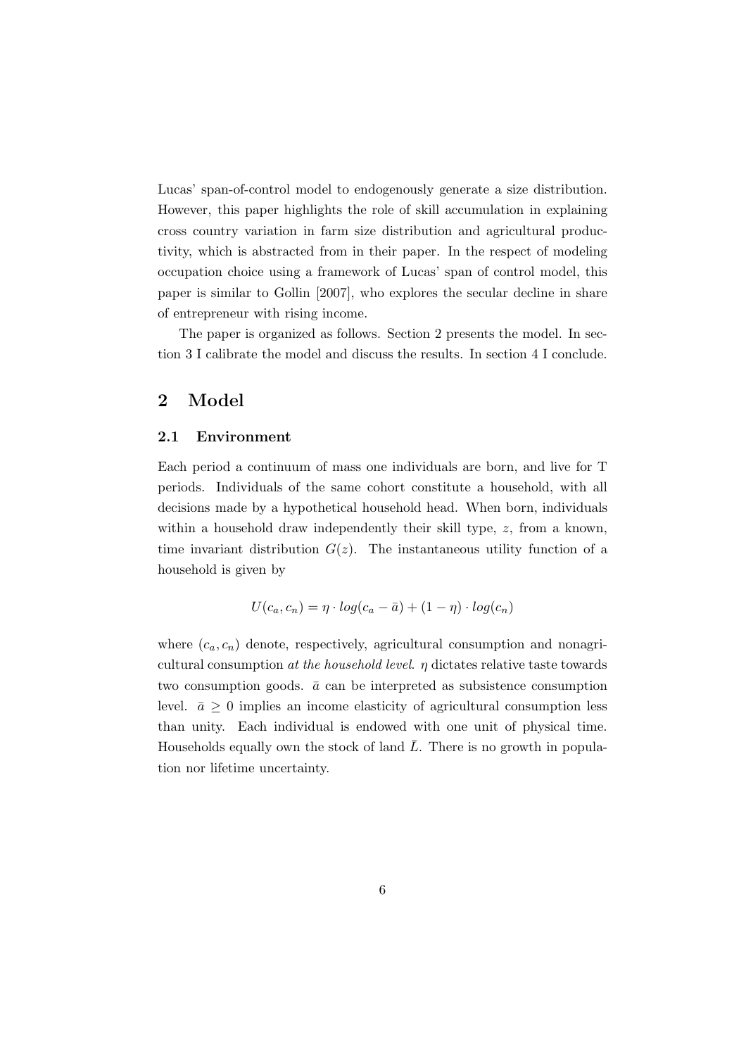Lucas' span-of-control model to endogenously generate a size distribution. However, this paper highlights the role of skill accumulation in explaining cross country variation in farm size distribution and agricultural productivity, which is abstracted from in their paper. In the respect of modeling occupation choice using a framework of Lucas' span of control model, this paper is similar to Gollin [2007], who explores the secular decline in share of entrepreneur with rising income.

The paper is organized as follows. Section 2 presents the model. In section 3 I calibrate the model and discuss the results. In section 4 I conclude.

## 2 Model

### 2.1 Environment

Each period a continuum of mass one individuals are born, and live for T periods. Individuals of the same cohort constitute a household, with all decisions made by a hypothetical household head. When born, individuals within a household draw independently their skill type, $z$, from a known, time invariant distribution $G(z)$. The instantaneous utility function of a household is given by

$$U(c_a, c_n) = \eta \cdot log(c_a - \bar{a}) + (1 - \eta) \cdot log(c_n)$$

where $(c_a, c_n)$ denote, respectively, agricultural consumption and nonagricultural consumption *at the household level*. $\eta$ dictates relative taste towards two consumption goods. $\bar{a}$ can be interpreted as subsistence consumption level. $\bar{a} \geq 0$ implies an income elasticity of agricultural consumption less than unity. Each individual is endowed with one unit of physical time. Households equally own the stock of land $\bar{L}$. There is no growth in population nor lifetime uncertainty.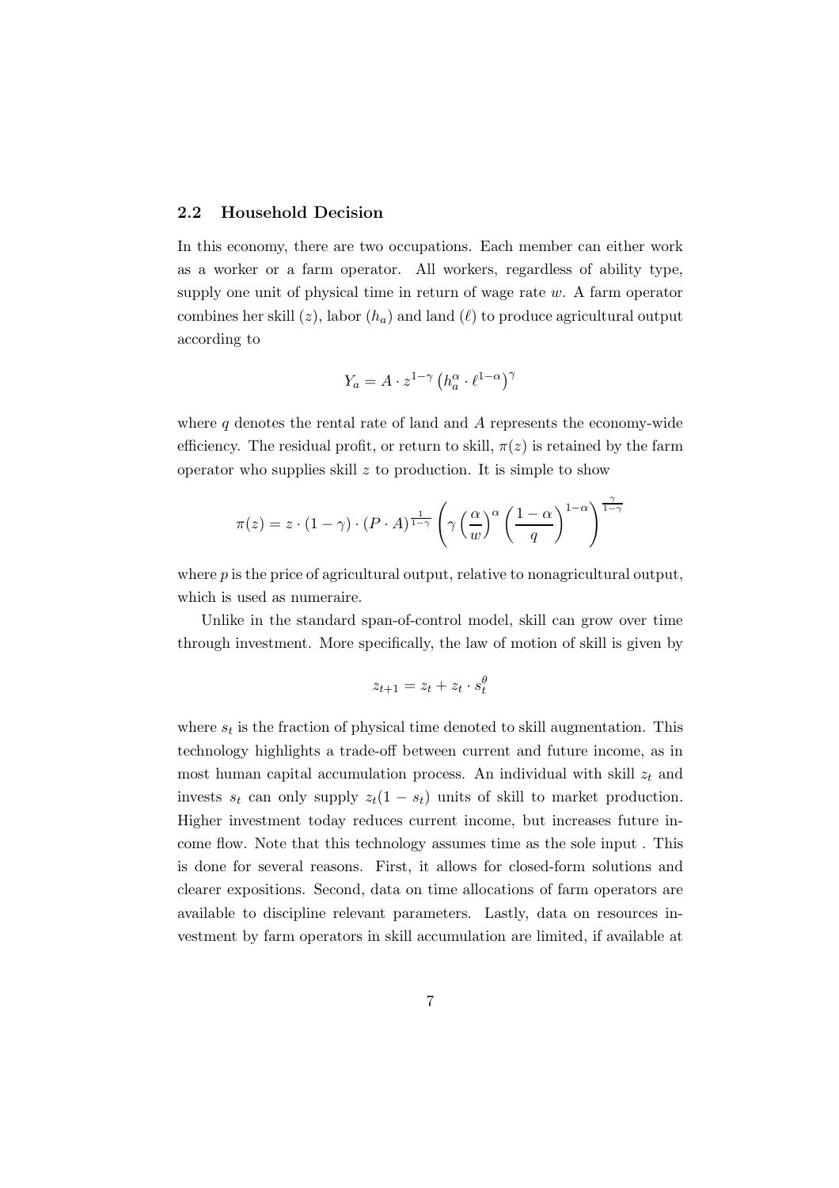### 2.2 Household Decision

In this economy, there are two occupations. Each member can either work as a worker or a farm operator. All workers, regardless of ability type, supply one unit of physical time in return of wage rate $w$. A farm operator combines her skill ($z$), labor ($h_a$) and land ($\ell$) to produce agricultural output according to

$$Y_a = A \cdot z^{1-\gamma} \left( h_a^{\alpha} \cdot \ell^{1-\alpha} \right)^{\gamma}$$

where $q$ denotes the rental rate of land and $A$ represents the economy-wide efficiency. The residual profit, or return to skill, $\pi(z)$ is retained by the farm operator who supplies skill $z$ to production. It is simple to show

$$\pi(z) = z \cdot (1-\gamma) \cdot (P \cdot A)^{\frac{1}{1-\gamma}} \left( \gamma \left( \frac{\alpha}{w} \right)^{\alpha} \left( \frac{1-\alpha}{q} \right)^{1-\alpha} \right)^{\frac{\gamma}{1-\gamma}}$$

where $p$ is the price of agricultural output, relative to nonagricultural output, which is used as numeraire.

Unlike in the standard span-of-control model, skill can grow over time through investment. More specifically, the law of motion of skill is given by

$$z_{t+1} = z_t + z_t \cdot s_t^{\theta}$$

where $s_t$ is the fraction of physical time denoted to skill augmentation. This technology highlights a trade-off between current and future income, as in most human capital accumulation process. An individual with skill $z_t$ and invests $s_t$ can only supply $z_t(1 - s_t)$ units of skill to market production. Higher investment today reduces current income, but increases future income flow. Note that this technology assumes time as the sole input . This is done for several reasons. First, it allows for closed-form solutions and clearer expositions. Second, data on time allocations of farm operators are available to discipline relevant parameters. Lastly, data on resources investment by farm operators in skill accumulation are limited, if available at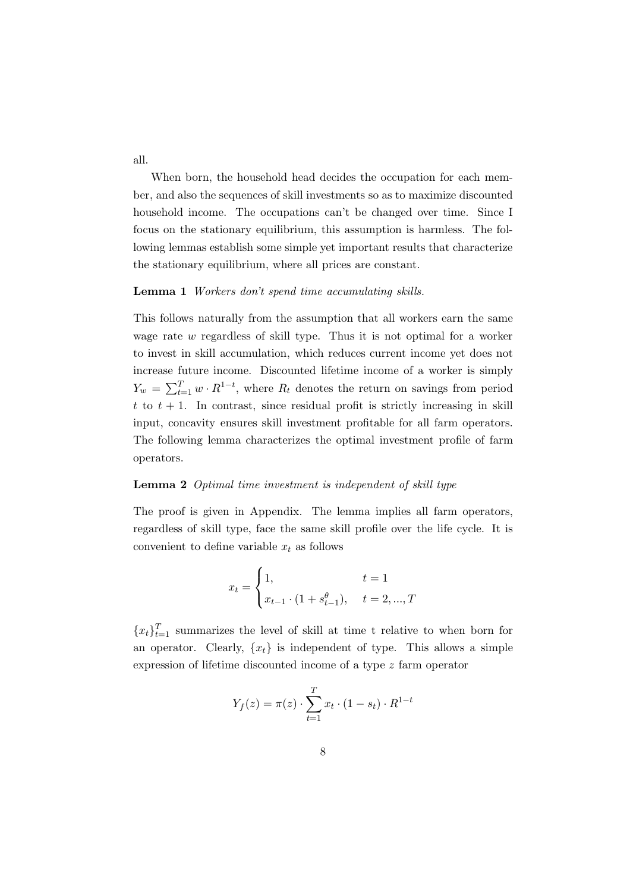all.

When born, the household head decides the occupation for each member, and also the sequences of skill investments so as to maximize discounted household income. The occupations can't be changed over time. Since I focus on the stationary equilibrium, this assumption is harmless. The following lemmas establish some simple yet important results that characterize the stationary equilibrium, where all prices are constant.

**Lemma 1** *Workers don't spend time accumulating skills.*

This follows naturally from the assumption that all workers earn the same wage rate $w$ regardless of skill type. Thus it is not optimal for a worker to invest in skill accumulation, which reduces current income yet does not increase future income. Discounted lifetime income of a worker is simply $Y_w = \sum_{t=1}^{T} w \cdot R^{1-t}$, where $R_t$ denotes the return on savings from period $t$ to $t+1$. In contrast, since residual profit is strictly increasing in skill input, concavity ensures skill investment profitable for all farm operators. The following lemma characterizes the optimal investment profile of farm operators.

**Lemma 2** *Optimal time investment is independent of skill type*

The proof is given in Appendix. The lemma implies all farm operators, regardless of skill type, face the same skill profile over the life cycle. It is convenient to define variable $x_t$ as follows

$$x_t = \begin{cases} 1, & t = 1 \\ x_{t-1} \cdot (1 + s_{t-1}^{\theta}), & t = 2, ..., T \end{cases}$$

$\{x_t\}_{t=1}^{T}$ summarizes the level of skill at time t relative to when born for an operator. Clearly, $\{x_t\}$ is independent of type. This allows a simple expression of lifetime discounted income of a type $z$ farm operator

$$Y_f(z) = \pi(z) \cdot \sum_{t=1}^{T} x_t \cdot (1 - s_t) \cdot R^{1-t}$$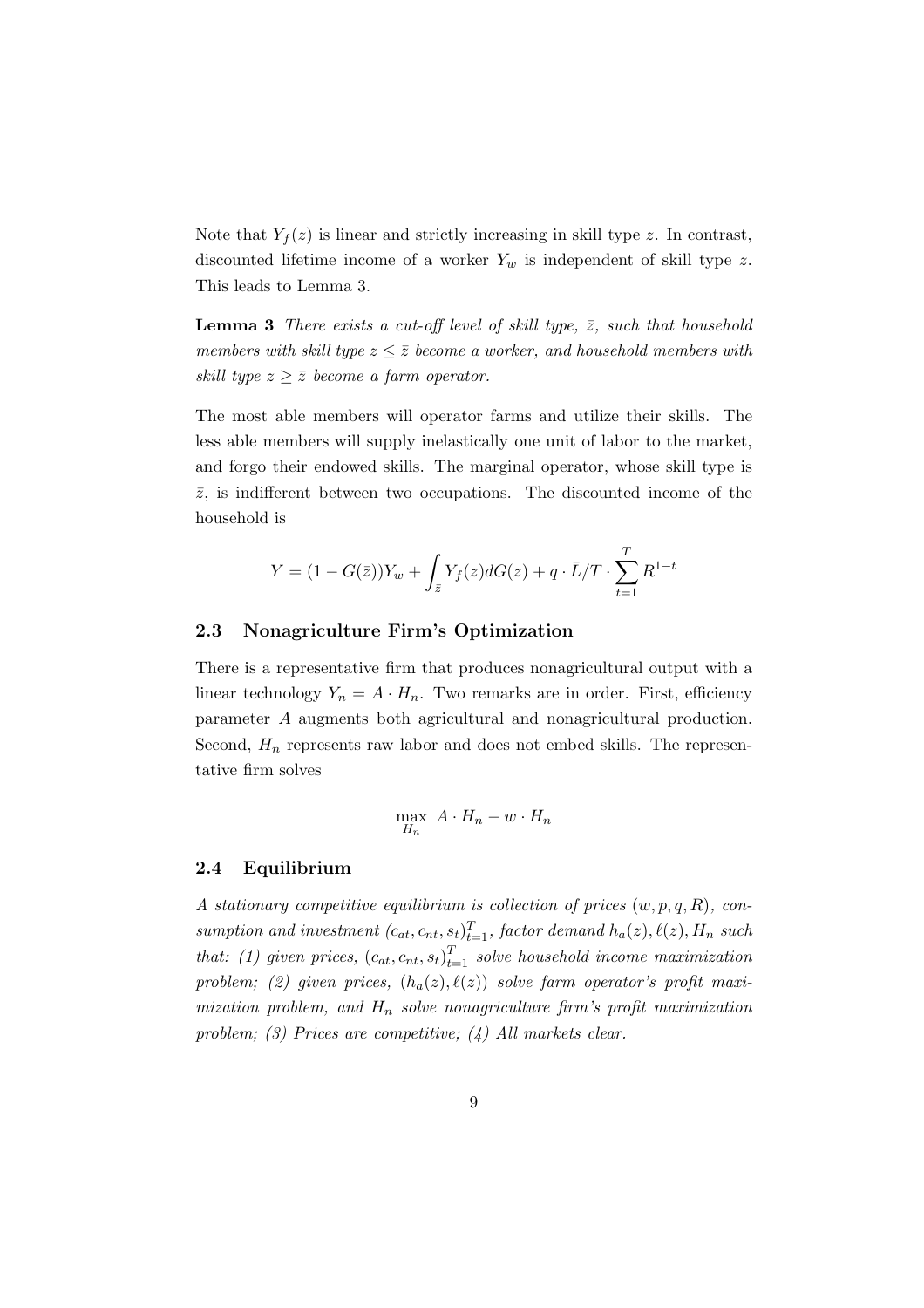Note that $Y_f(z)$ is linear and strictly increasing in skill type $z$. In contrast, discounted lifetime income of a worker $Y_w$ is independent of skill type $z$. This leads to Lemma 3.

**Lemma 3** *There exists a cut-off level of skill type, $\bar{z}$, such that household members with skill type $z \leq \bar{z}$ become a worker, and household members with skill type $z \geq \bar{z}$ become a farm operator.*

The most able members will operator farms and utilize their skills. The less able members will supply inelastically one unit of labor to the market, and forgo their endowed skills. The marginal operator, whose skill type is $\bar{z}$, is indifferent between two occupations. The discounted income of the household is

$$Y = (1 - G(\bar{z}))Y_w + \int_{\bar{z}} Y_f(z) dG(z) + q \cdot \bar{L}/T \cdot \sum_{t=1}^{T} R^{1-t}$$

### 2.3 Nonagriculture Firm's Optimization

There is a representative firm that produces nonagricultural output with a linear technology $Y_n = A \cdot H_n$. Two remarks are in order. First, efficiency parameter $A$ augments both agricultural and nonagricultural production. Second, $H_n$ represents raw labor and does not embed skills. The representative firm solves

$$\max_{H_n} \; A \cdot H_n - w \cdot H_n$$

### 2.4 Equilibrium

*A stationary competitive equilibrium is collection of prices $(w, p, q, R)$, consumption and investment $(c_{at}, c_{nt}, s_t)_{t=1}^{T}$, factor demand $h_a(z), \ell(z), H_n$ such that: (1) given prices, $(c_{at}, c_{nt}, s_t)_{t=1}^{T}$ solve household income maximization problem; (2) given prices, $(h_a(z), \ell(z))$ solve farm operator's profit maximization problem, and $H_n$ solve nonagriculture firm's profit maximization problem; (3) Prices are competitive; (4) All markets clear.*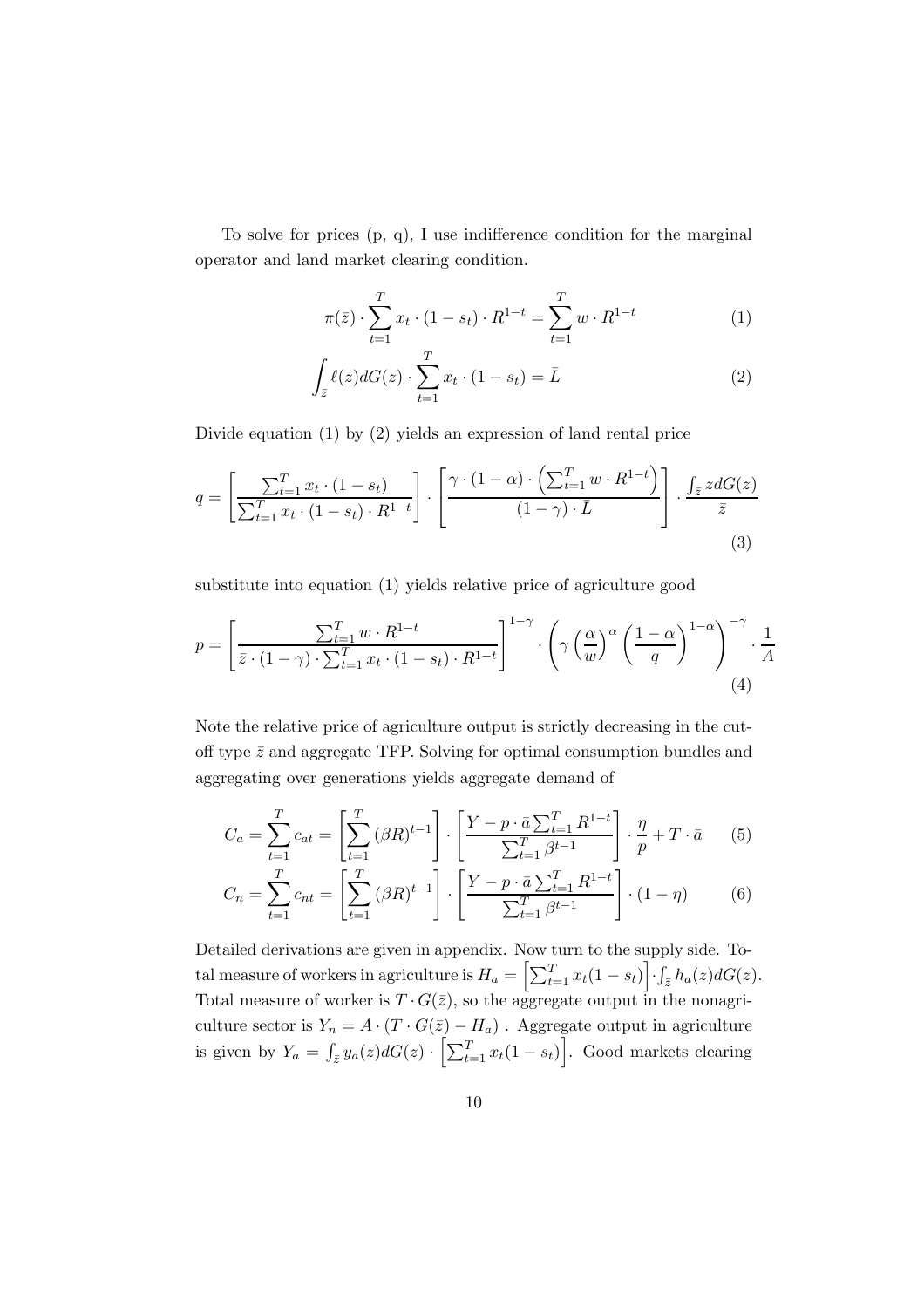To solve for prices (p, q), I use indifference condition for the marginal operator and land market clearing condition.

$$\pi(\bar{z}) \cdot \sum_{t=1}^{T} x_t \cdot (1 - s_t) \cdot R^{1-t} = \sum_{t=1}^{T} w \cdot R^{1-t} \tag{1}$$

$$\int_{\bar{z}} \ell(z) dG(z) \cdot \sum_{t=1}^{T} x_t \cdot (1 - s_t) = \bar{L} \tag{2}$$

Divide equation (1) by (2) yields an expression of land rental price

$$q = \left[ \frac{\sum_{t=1}^{T} x_t \cdot (1 - s_t)}{\sum_{t=1}^{T} x_t \cdot (1 - s_t) \cdot R^{1-t}} \right] \cdot \left[ \frac{\gamma \cdot (1 - \alpha) \cdot \left( \sum_{t=1}^{T} w \cdot R^{1-t} \right)}{(1 - \gamma) \cdot \bar{L}} \right] \cdot \frac{\int_{\bar{z}} z dG(z)}{\bar{z}} \tag{3}$$

substitute into equation (1) yields relative price of agriculture good

$$p = \left[ \frac{\sum_{t=1}^{T} w \cdot R^{1-t}}{\bar{z} \cdot (1 - \gamma) \cdot \sum_{t=1}^{T} x_t \cdot (1 - s_t) \cdot R^{1-t}} \right]^{1-\gamma} \cdot \left( \gamma \left( \frac{\alpha}{w} \right)^{\alpha} \left( \frac{1 - \alpha}{q} \right)^{1-\alpha} \right)^{-\gamma} \cdot \frac{1}{A} \tag{4}$$

Note the relative price of agriculture output is strictly decreasing in the cut-off type $\bar{z}$ and aggregate TFP. Solving for optimal consumption bundles and aggregating over generations yields aggregate demand of

$$C_a = \sum_{t=1}^{T} c_{at} = \left[ \sum_{t=1}^{T} (\beta R)^{t-1} \right] \cdot \left[ \frac{Y - p \cdot \bar{a} \sum_{t=1}^{T} R^{1-t}}{\sum_{t=1}^{T} \beta^{t-1}} \right] \cdot \frac{\eta}{p} + T \cdot \bar{a} \tag{5}$$

$$C_n = \sum_{t=1}^{T} c_{nt} = \left[ \sum_{t=1}^{T} (\beta R)^{t-1} \right] \cdot \left[ \frac{Y - p \cdot \bar{a} \sum_{t=1}^{T} R^{1-t}}{\sum_{t=1}^{T} \beta^{t-1}} \right] \cdot (1 - \eta) \tag{6}$$

Detailed derivations are given in appendix. Now turn to the supply side. Total measure of workers in agriculture is $H_a = \left[ \sum_{t=1}^{T} x_t (1 - s_t) \right] \cdot \int_{\bar{z}} h_a(z) dG(z)$. Total measure of worker is $T \cdot G(\bar{z})$, so the aggregate output in the nonagriculture sector is $Y_n = A \cdot (T \cdot G(\bar{z}) - H_a)$ . Aggregate output in agriculture is given by $Y_a = \int_{\bar{z}} y_a(z) dG(z) \cdot \left[ \sum_{t=1}^{T} x_t (1 - s_t) \right]$. Good markets clearing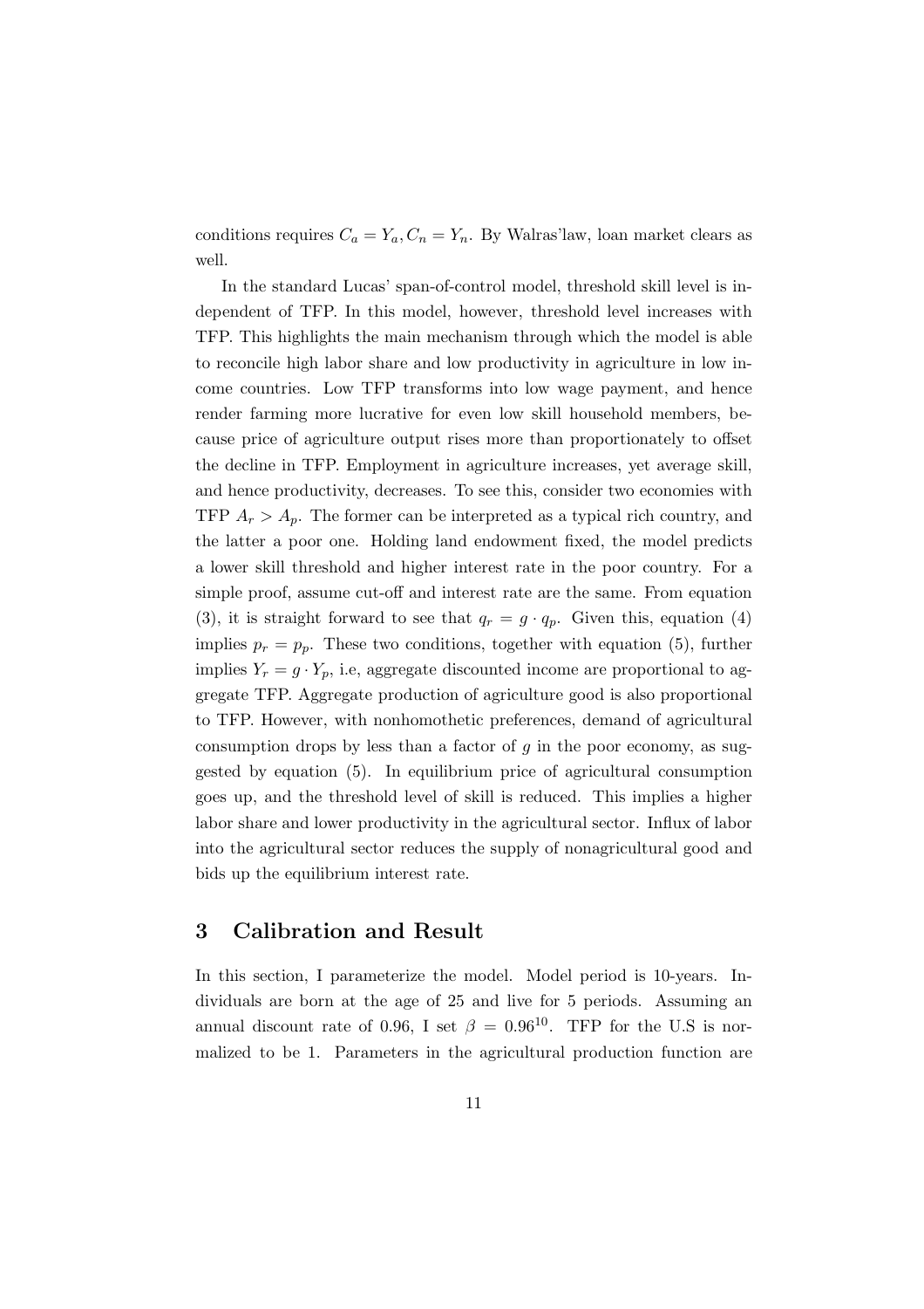conditions requires $C_a = Y_a, C_n = Y_n$. By Walras'law, loan market clears as well.

In the standard Lucas' span-of-control model, threshold skill level is independent of TFP. In this model, however, threshold level increases with TFP. This highlights the main mechanism through which the model is able to reconcile high labor share and low productivity in agriculture in low income countries. Low TFP transforms into low wage payment, and hence render farming more lucrative for even low skill household members, because price of agriculture output rises more than proportionately to offset the decline in TFP. Employment in agriculture increases, yet average skill, and hence productivity, decreases. To see this, consider two economies with TFP $A_r > A_p$. The former can be interpreted as a typical rich country, and the latter a poor one. Holding land endowment fixed, the model predicts a lower skill threshold and higher interest rate in the poor country. For a simple proof, assume cut-off and interest rate are the same. From equation (3), it is straight forward to see that $q_r = g \cdot q_p$. Given this, equation (4) implies $p_r = p_p$. These two conditions, together with equation (5), further implies $Y_r = g \cdot Y_p$, i.e, aggregate discounted income are proportional to aggregate TFP. Aggregate production of agriculture good is also proportional to TFP. However, with nonhomothetic preferences, demand of agricultural consumption drops by less than a factor of $g$ in the poor economy, as suggested by equation (5). In equilibrium price of agricultural consumption goes up, and the threshold level of skill is reduced. This implies a higher labor share and lower productivity in the agricultural sector. Influx of labor into the agricultural sector reduces the supply of nonagricultural good and bids up the equilibrium interest rate.

## 3 Calibration and Result

In this section, I parameterize the model. Model period is 10-years. Individuals are born at the age of 25 and live for 5 periods. Assuming an annual discount rate of 0.96, I set $\beta = 0.96^{10}$. TFP for the U.S is normalized to be 1. Parameters in the agricultural production function are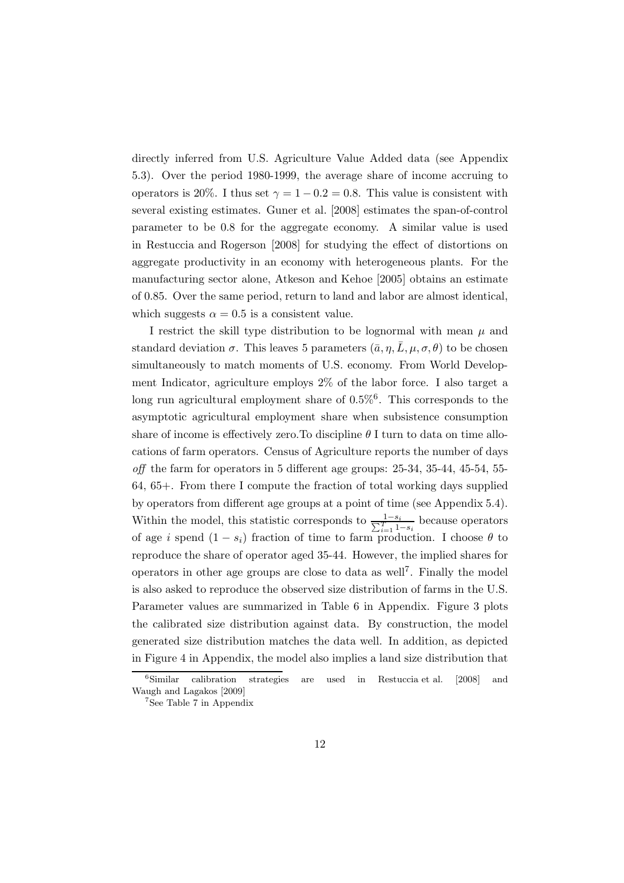directly inferred from U.S. Agriculture Value Added data (see Appendix 5.3). Over the period 1980-1999, the average share of income accruing to operators is 20%. I thus set $\gamma = 1 - 0.2 = 0.8$. This value is consistent with several existing estimates. Guner et al. [2008] estimates the span-of-control parameter to be 0.8 for the aggregate economy. A similar value is used in Restuccia and Rogerson [2008] for studying the effect of distortions on aggregate productivity in an economy with heterogeneous plants. For the manufacturing sector alone, Atkeson and Kehoe [2005] obtains an estimate of 0.85. Over the same period, return to land and labor are almost identical, which suggests $\alpha = 0.5$ is a consistent value.

I restrict the skill type distribution to be lognormal with mean $\mu$ and standard deviation $\sigma$. This leaves 5 parameters $(\bar{a}, \eta, \bar{L}, \mu, \sigma, \theta)$ to be chosen simultaneously to match moments of U.S. economy. From World Development Indicator, agriculture employs 2% of the labor force. I also target a long run agricultural employment share of 0.5%[6]. This corresponds to the asymptotic agricultural employment share when subsistence consumption share of income is effectively zero.To discipline $\theta$ I turn to data on time allocations of farm operators. Census of Agriculture reports the number of days *off* the farm for operators in 5 different age groups: 25-34, 35-44, 45-54, 55-64, 65+. From there I compute the fraction of total working days supplied by operators from different age groups at a point of time (see Appendix 5.4). Within the model, this statistic corresponds to $\frac{1-s_i}{\sum_{i=1}^{T} 1-s_i}$ because operators of age $i$ spend $(1 - s_i)$ fraction of time to farm production. I choose $\theta$ to reproduce the share of operator aged 35-44. However, the implied shares for operators in other age groups are close to data as well[7]. Finally the model is also asked to reproduce the observed size distribution of farms in the U.S. Parameter values are summarized in Table 6 in Appendix. Figure 3 plots the calibrated size distribution against data. By construction, the model generated size distribution matches the data well. In addition, as depicted in Figure 4 in Appendix, the model also implies a land size distribution that

[6] Similar calibration strategies are used in Restuccia et al. [2008] and Waugh and Lagakos [2009]

[7] See Table 7 in Appendix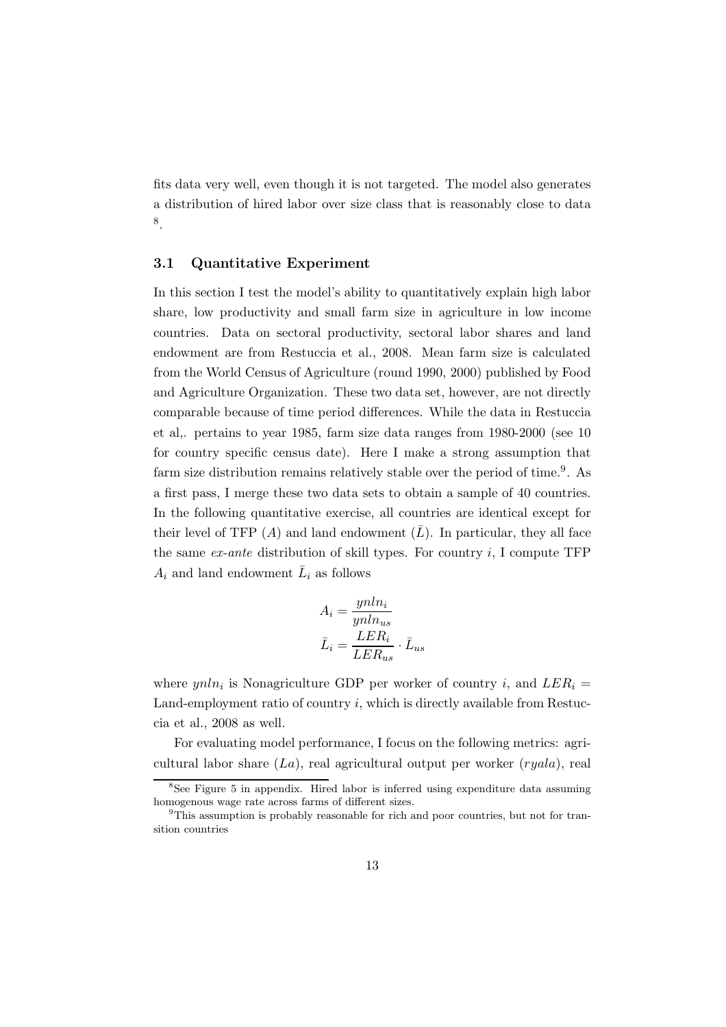fits data very well, even though it is not targeted. The model also generates a distribution of hired labor over size class that is reasonably close to data [8].

### 3.1 Quantitative Experiment

In this section I test the model's ability to quantitatively explain high labor share, low productivity and small farm size in agriculture in low income countries. Data on sectoral productivity, sectoral labor shares and land endowment are from Restuccia et al., 2008. Mean farm size is calculated from the World Census of Agriculture (round 1990, 2000) published by Food and Agriculture Organization. These two data set, however, are not directly comparable because of time period differences. While the data in Restuccia et al,. pertains to year 1985, farm size data ranges from 1980-2000 (see 10 for country specific census date). Here I make a strong assumption that farm size distribution remains relatively stable over the period of time.[9]. As a first pass, I merge these two data sets to obtain a sample of 40 countries. In the following quantitative exercise, all countries are identical except for their level of TFP ($A$) and land endowment ($\bar{L}$). In particular, they all face the same *ex-ante* distribution of skill types. For country $i$, I compute TFP $A_i$ and land endowment $\bar{L}_i$ as follows

$$A_i = \frac{ynln_i}{ynln_{us}}$$
$$\bar{L}_i = \frac{LER_i}{LER_{us}} \cdot \bar{L}_{us}$$

where $ynln_i$ is Nonagriculture GDP per worker of country $i$, and $LER_i$ = Land-employment ratio of country $i$, which is directly available from Restuccia et al., 2008 as well.

For evaluating model performance, I focus on the following metrics: agricultural labor share ($La$), real agricultural output per worker ($ryala$), real

[8] See Figure 5 in appendix. Hired labor is inferred using expenditure data assuming homogenous wage rate across farms of different sizes.

[9] This assumption is probably reasonable for rich and poor countries, but not for transition countries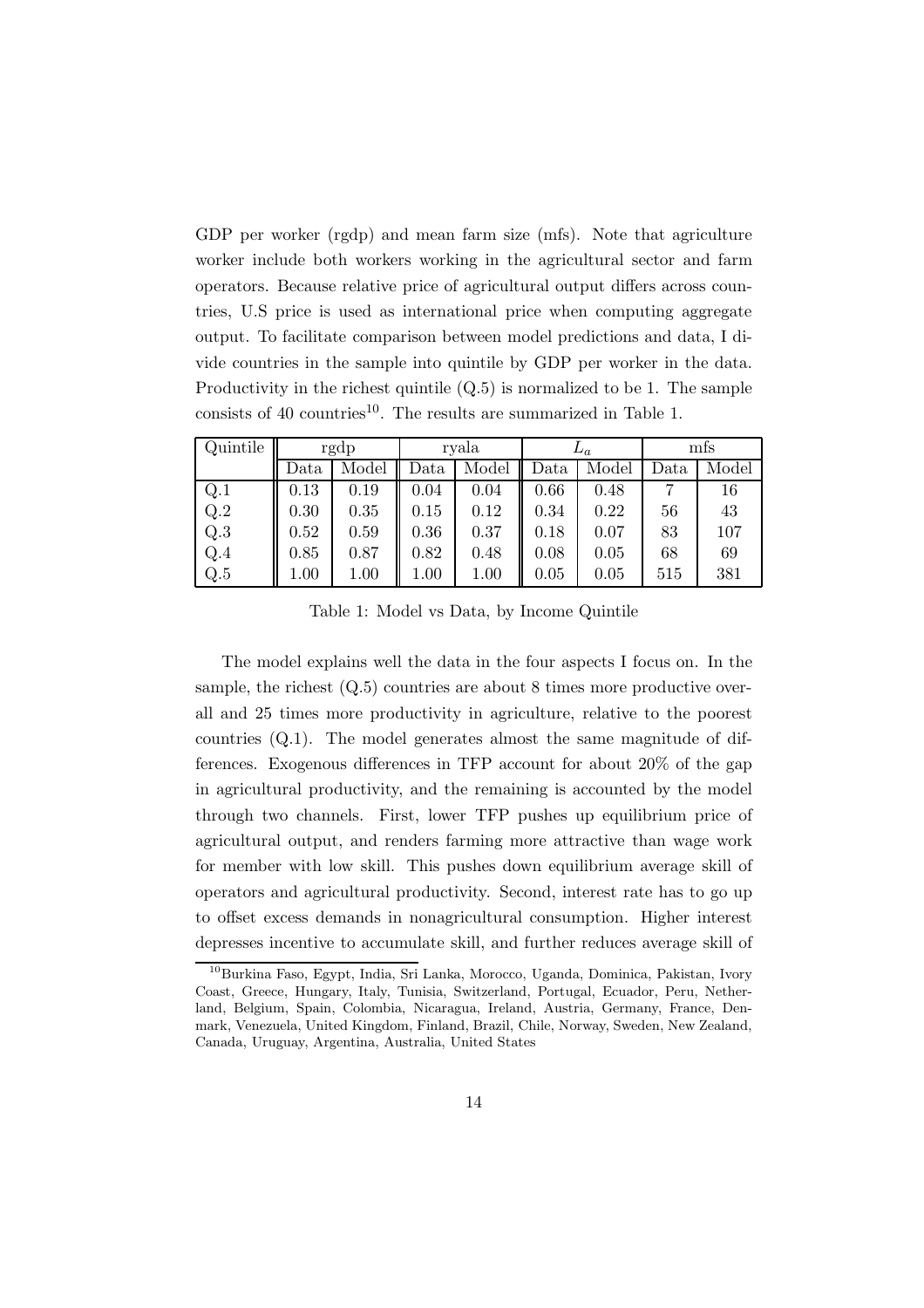GDP per worker (rgdp) and mean farm size (mfs). Note that agriculture worker include both workers working in the agricultural sector and farm operators. Because relative price of agricultural output differs across countries, U.S price is used as international price when computing aggregate output. To facilitate comparison between model predictions and data, I divide countries in the sample into quintile by GDP per worker in the data. Productivity in the richest quintile (Q.5) is normalized to be 1. The sample consists of 40 countries[10]. The results are summarized in Table 1.

| Quintile | rgdp | | ryala | | $L_a$ | | mfs | |
|---|---|---|---|---|---|---|---|---|
| | Data | Model | Data | Model | Data | Model | Data | Model |
| Q.1 | 0.13 | 0.19 | 0.04 | 0.04 | 0.66 | 0.48 | 7 | 16 |
| Q.2 | 0.30 | 0.35 | 0.15 | 0.12 | 0.34 | 0.22 | 56 | 43 |
| Q.3 | 0.52 | 0.59 | 0.36 | 0.37 | 0.18 | 0.07 | 83 | 107 |
| Q.4 | 0.85 | 0.87 | 0.82 | 0.48 | 0.08 | 0.05 | 68 | 69 |
| Q.5 | 1.00 | 1.00 | 1.00 | 1.00 | 0.05 | 0.05 | 515 | 381 |

Table 1: Model vs Data, by Income Quintile

The model explains well the data in the four aspects I focus on. In the sample, the richest (Q.5) countries are about 8 times more productive overall and 25 times more productivity in agriculture, relative to the poorest countries (Q.1). The model generates almost the same magnitude of differences. Exogenous differences in TFP account for about 20% of the gap in agricultural productivity, and the remaining is accounted by the model through two channels. First, lower TFP pushes up equilibrium price of agricultural output, and renders farming more attractive than wage work for member with low skill. This pushes down equilibrium average skill of operators and agricultural productivity. Second, interest rate has to go up to offset excess demands in nonagricultural consumption. Higher interest depresses incentive to accumulate skill, and further reduces average skill of

[10] Burkina Faso, Egypt, India, Sri Lanka, Morocco, Uganda, Dominica, Pakistan, Ivory Coast, Greece, Hungary, Italy, Tunisia, Switzerland, Portugal, Ecuador, Peru, Netherland, Belgium, Spain, Colombia, Nicaragua, Ireland, Austria, Germany, France, Denmark, Venezuela, United Kingdom, Finland, Brazil, Chile, Norway, Sweden, New Zealand, Canada, Uruguay, Argentina, Australia, United States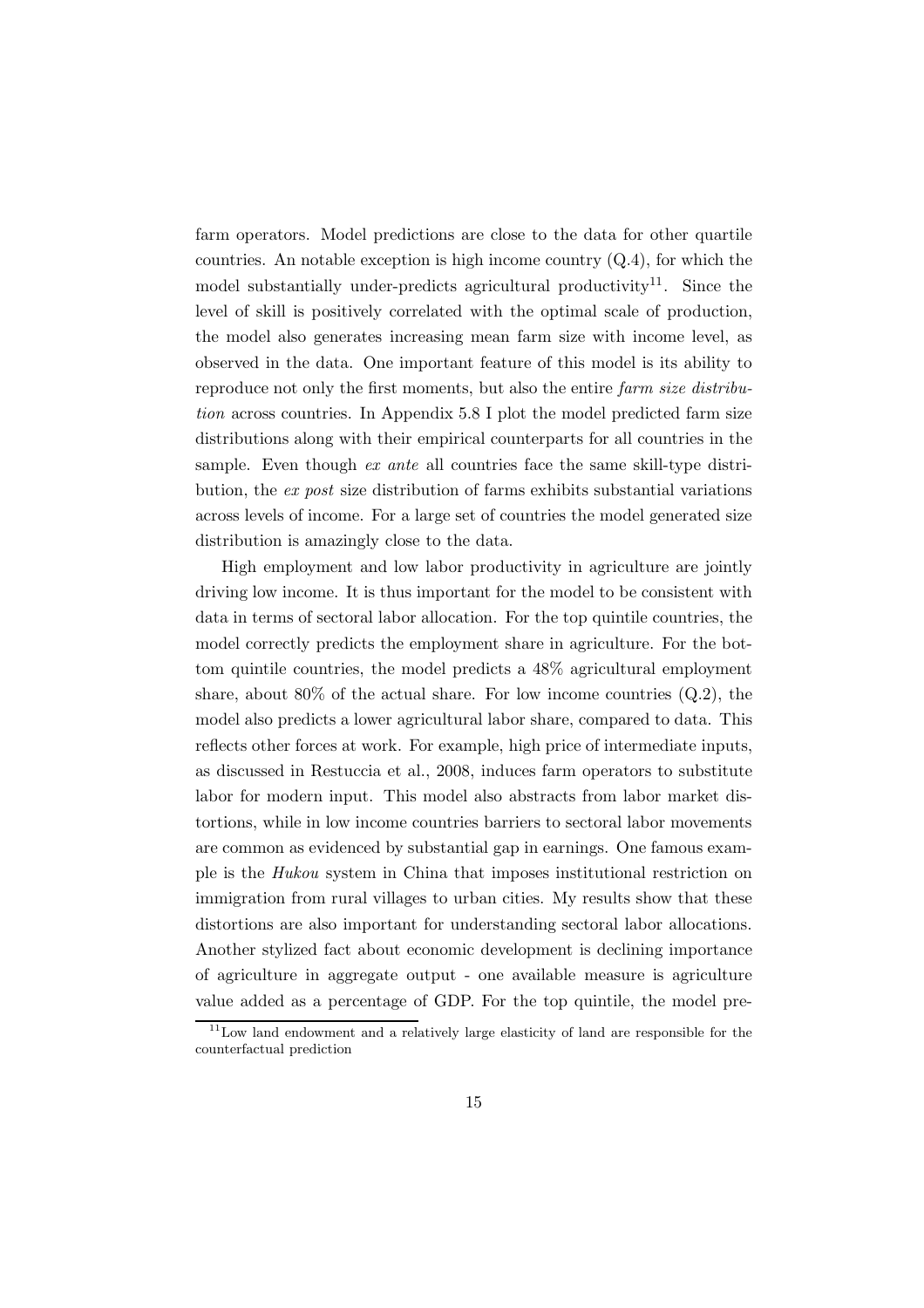farm operators. Model predictions are close to the data for other quartile countries. An notable exception is high income country (Q.4), for which the model substantially under-predicts agricultural productivity[11]. Since the level of skill is positively correlated with the optimal scale of production, the model also generates increasing mean farm size with income level, as observed in the data. One important feature of this model is its ability to reproduce not only the first moments, but also the entire *farm size distribution* across countries. In Appendix 5.8 I plot the model predicted farm size distributions along with their empirical counterparts for all countries in the sample. Even though *ex ante* all countries face the same skill-type distribution, the *ex post* size distribution of farms exhibits substantial variations across levels of income. For a large set of countries the model generated size distribution is amazingly close to the data.

High employment and low labor productivity in agriculture are jointly driving low income. It is thus important for the model to be consistent with data in terms of sectoral labor allocation. For the top quintile countries, the model correctly predicts the employment share in agriculture. For the bottom quintile countries, the model predicts a 48% agricultural employment share, about 80% of the actual share. For low income countries (Q.2), the model also predicts a lower agricultural labor share, compared to data. This reflects other forces at work. For example, high price of intermediate inputs, as discussed in Restuccia et al., 2008, induces farm operators to substitute labor for modern input. This model also abstracts from labor market distortions, while in low income countries barriers to sectoral labor movements are common as evidenced by substantial gap in earnings. One famous example is the *Hukou* system in China that imposes institutional restriction on immigration from rural villages to urban cities. My results show that these distortions are also important for understanding sectoral labor allocations. Another stylized fact about economic development is declining importance of agriculture in aggregate output - one available measure is agriculture value added as a percentage of GDP. For the top quintile, the model pre-

[11] Low land endowment and a relatively large elasticity of land are responsible for the counterfactual prediction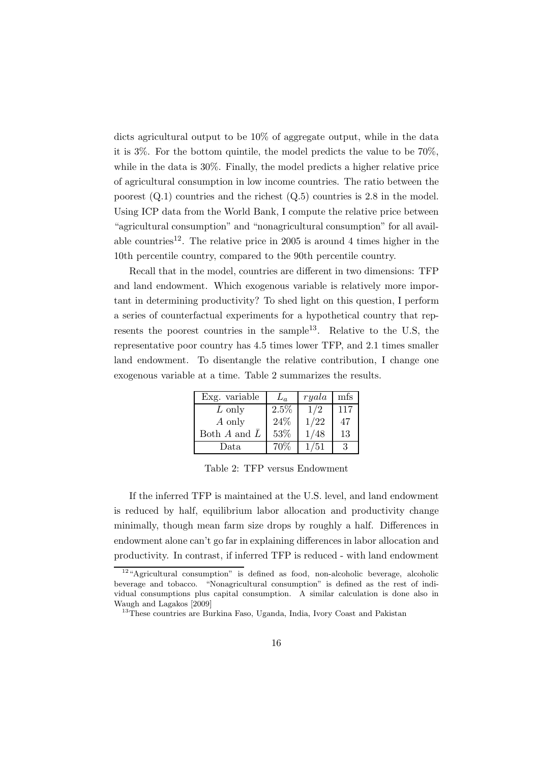dicts agricultural output to be 10% of aggregate output, while in the data it is 3%. For the bottom quintile, the model predicts the value to be 70%, while in the data is 30%. Finally, the model predicts a higher relative price of agricultural consumption in low income countries. The ratio between the poorest (Q.1) countries and the richest (Q.5) countries is 2.8 in the model. Using ICP data from the World Bank, I compute the relative price between "agricultural consumption" and "nonagricultural consumption" for all available countries[12]. The relative price in 2005 is around 4 times higher in the 10th percentile country, compared to the 90th percentile country.

Recall that in the model, countries are different in two dimensions: TFP and land endowment. Which exogenous variable is relatively more important in determining productivity? To shed light on this question, I perform a series of counterfactual experiments for a hypothetical country that represents the poorest countries in the sample[13]. Relative to the U.S, the representative poor country has 4.5 times lower TFP, and 2.1 times smaller land endowment. To disentangle the relative contribution, I change one exogenous variable at a time. Table 2 summarizes the results.

| Exg. variable | $L_a$ | $ryala$ | mfs |
|---|---|---|---|
| $L$ only | 2.5% | 1/2 | 117 |
| $A$ only | 24% | 1/22 | 47 |
| Both $A$ and $\bar{L}$ | 53% | 1/48 | 13 |
| Data | 70% | 1/51 | 3 |

Table 2: TFP versus Endowment

If the inferred TFP is maintained at the U.S. level, and land endowment is reduced by half, equilibrium labor allocation and productivity change minimally, though mean farm size drops by roughly a half. Differences in endowment alone can't go far in explaining differences in labor allocation and productivity. In contrast, if inferred TFP is reduced - with land endowment

[12] "Agricultural consumption" is defined as food, non-alcoholic beverage, alcoholic beverage and tobacco. "Nonagricultural consumption" is defined as the rest of individual consumptions plus capital consumption. A similar calculation is done also in Waugh and Lagakos [2009]

[13] These countries are Burkina Faso, Uganda, India, Ivory Coast and Pakistan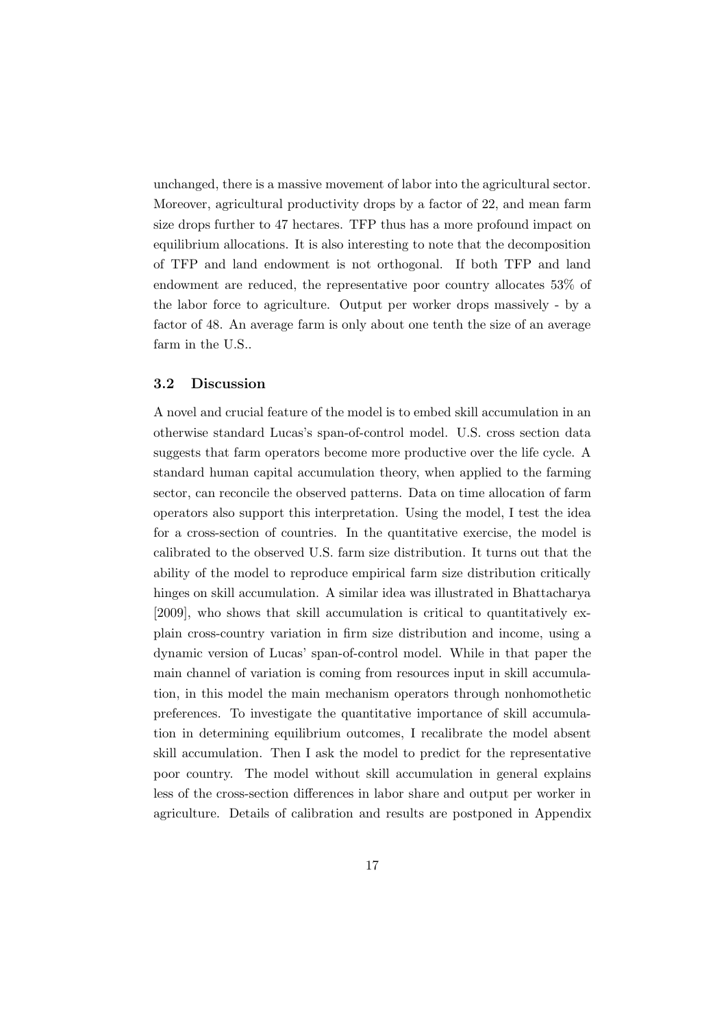unchanged, there is a massive movement of labor into the agricultural sector. Moreover, agricultural productivity drops by a factor of 22, and mean farm size drops further to 47 hectares. TFP thus has a more profound impact on equilibrium allocations. It is also interesting to note that the decomposition of TFP and land endowment is not orthogonal. If both TFP and land endowment are reduced, the representative poor country allocates 53% of the labor force to agriculture. Output per worker drops massively - by a factor of 48. An average farm is only about one tenth the size of an average farm in the U.S..

### 3.2 Discussion

A novel and crucial feature of the model is to embed skill accumulation in an otherwise standard Lucas's span-of-control model. U.S. cross section data suggests that farm operators become more productive over the life cycle. A standard human capital accumulation theory, when applied to the farming sector, can reconcile the observed patterns. Data on time allocation of farm operators also support this interpretation. Using the model, I test the idea for a cross-section of countries. In the quantitative exercise, the model is calibrated to the observed U.S. farm size distribution. It turns out that the ability of the model to reproduce empirical farm size distribution critically hinges on skill accumulation. A similar idea was illustrated in Bhattacharya [2009], who shows that skill accumulation is critical to quantitatively explain cross-country variation in firm size distribution and income, using a dynamic version of Lucas' span-of-control model. While in that paper the main channel of variation is coming from resources input in skill accumulation, in this model the main mechanism operators through nonhomothetic preferences. To investigate the quantitative importance of skill accumulation in determining equilibrium outcomes, I recalibrate the model absent skill accumulation. Then I ask the model to predict for the representative poor country. The model without skill accumulation in general explains less of the cross-section differences in labor share and output per worker in agriculture. Details of calibration and results are postponed in Appendix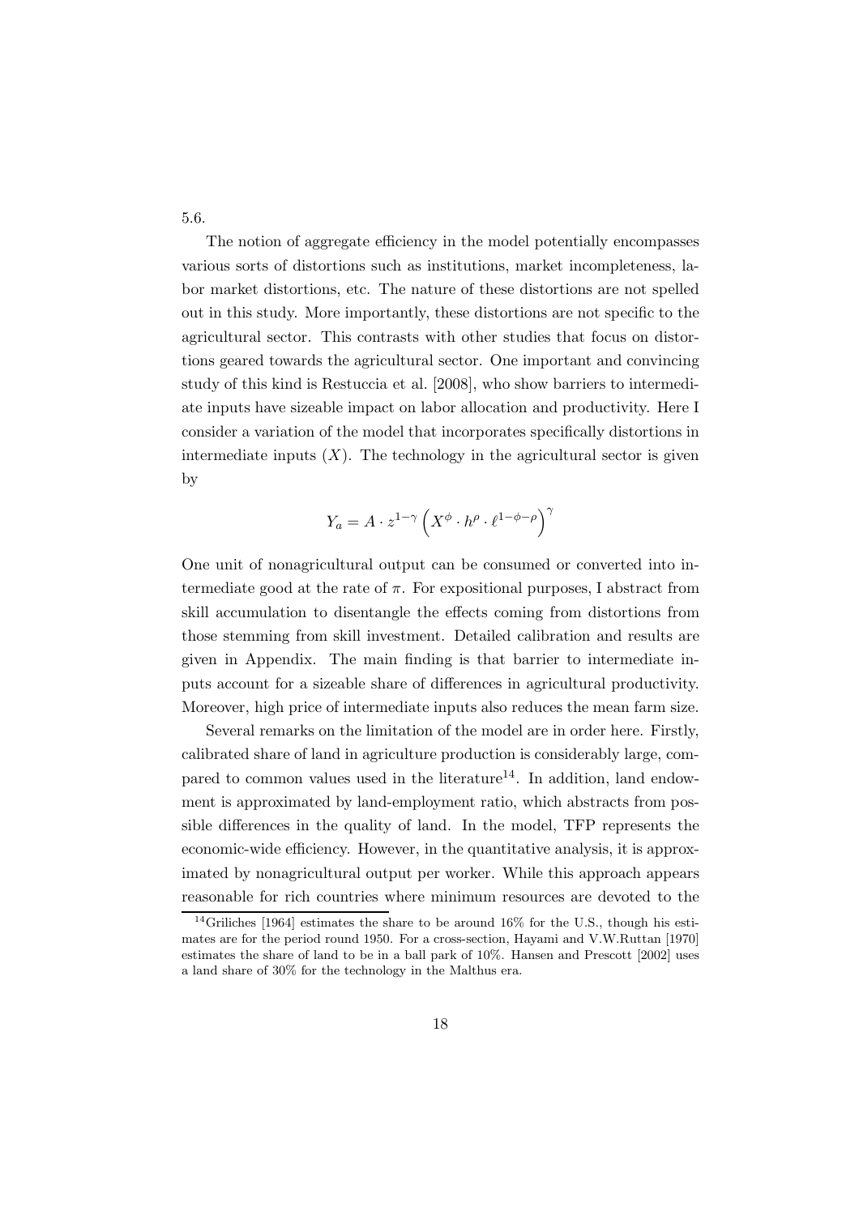5.6.

The notion of aggregate efficiency in the model potentially encompasses various sorts of distortions such as institutions, market incompleteness, labor market distortions, etc. The nature of these distortions are not spelled out in this study. More importantly, these distortions are not specific to the agricultural sector. This contrasts with other studies that focus on distortions geared towards the agricultural sector. One important and convincing study of this kind is Restuccia et al. [2008], who show barriers to intermediate inputs have sizeable impact on labor allocation and productivity. Here I consider a variation of the model that incorporates specifically distortions in intermediate inputs ($X$). The technology in the agricultural sector is given by

$$Y_a = A \cdot z^{1-\gamma} \left( X^{\phi} \cdot h^{\rho} \cdot \ell^{1-\phi-\rho} \right)^{\gamma}$$

One unit of nonagricultural output can be consumed or converted into intermediate good at the rate of $\pi$. For expositional purposes, I abstract from skill accumulation to disentangle the effects coming from distortions from those stemming from skill investment. Detailed calibration and results are given in Appendix. The main finding is that barrier to intermediate inputs account for a sizeable share of differences in agricultural productivity. Moreover, high price of intermediate inputs also reduces the mean farm size.

Several remarks on the limitation of the model are in order here. Firstly, calibrated share of land in agriculture production is considerably large, compared to common values used in the literature[14]. In addition, land endowment is approximated by land-employment ratio, which abstracts from possible differences in the quality of land. In the model, TFP represents the economic-wide efficiency. However, in the quantitative analysis, it is approximated by nonagricultural output per worker. While this approach appears reasonable for rich countries where minimum resources are devoted to the

[14] Griliches [1964] estimates the share to be around 16% for the U.S., though his estimates are for the period round 1950. For a cross-section, Hayami and V.W.Ruttan [1970] estimates the share of land to be in a ball park of 10%. Hansen and Prescott [2002] uses a land share of 30% for the technology in the Malthus era.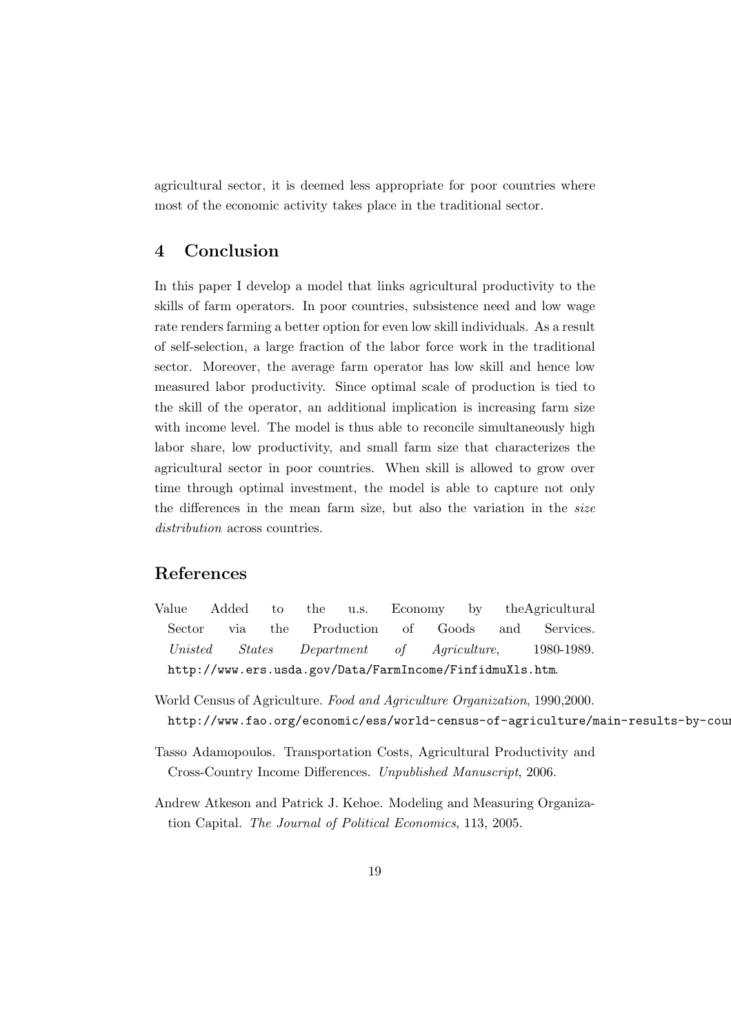agricultural sector, it is deemed less appropriate for poor countries where most of the economic activity takes place in the traditional sector.

## 4 Conclusion

In this paper I develop a model that links agricultural productivity to the skills of farm operators. In poor countries, subsistence need and low wage rate renders farming a better option for even low skill individuals. As a result of self-selection, a large fraction of the labor force work in the traditional sector. Moreover, the average farm operator has low skill and hence low measured labor productivity. Since optimal scale of production is tied to the skill of the operator, an additional implication is increasing farm size with income level. The model is thus able to reconcile simultaneously high labor share, low productivity, and small farm size that characterizes the agricultural sector in poor countries. When skill is allowed to grow over time through optimal investment, the model is able to capture not only the differences in the mean farm size, but also the variation in the *size distribution* across countries.

## References

Value Added to the u.s. Economy by theAgricultural Sector via the Production of Goods and Services. *Unisted States Department of Agriculture*, 1980-1989. http://www.ers.usda.gov/Data/FarmIncome/FinfidmuXls.htm.

World Census of Agriculture. *Food and Agriculture Organization*, 1990,2000. http://www.fao.org/economic/ess/world-census-of-agriculture/main-results-by-cou

Tasso Adamopoulos. Transportation Costs, Agricultural Productivity and Cross-Country Income Differences. *Unpublished Manuscript*, 2006.

Andrew Atkeson and Patrick J. Kehoe. Modeling and Measuring Organization Capital. *The Journal of Political Economics*, 113, 2005.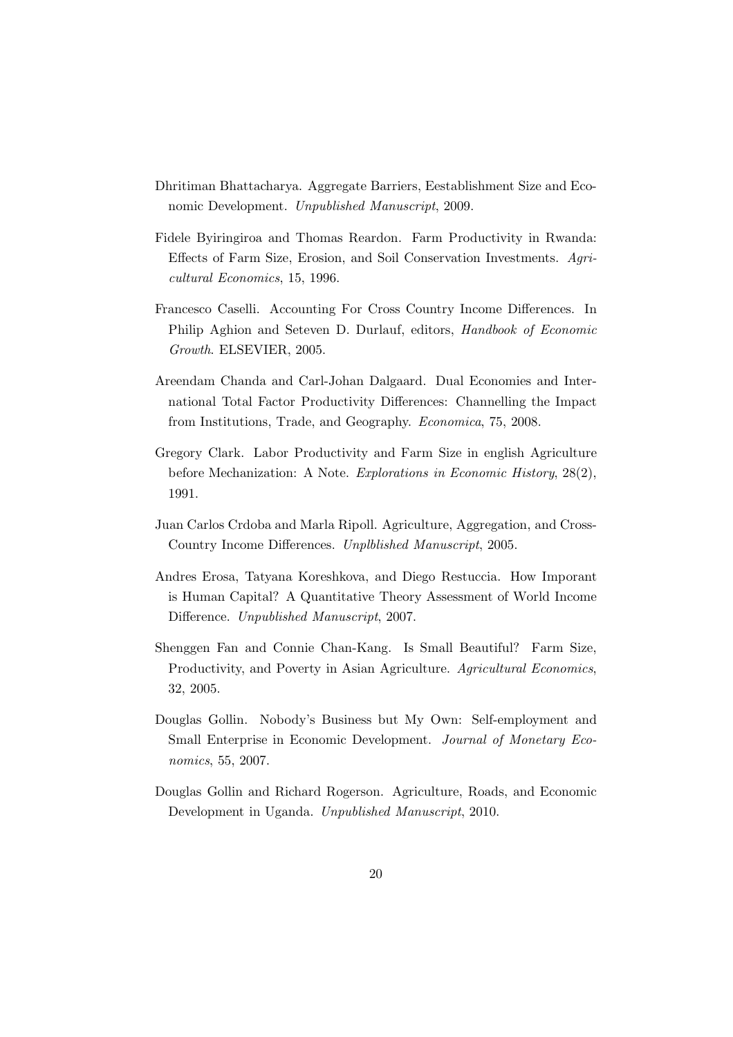Dhritiman Bhattacharya. Aggregate Barriers, Eestablishment Size and Economic Development. *Unpublished Manuscript*, 2009.

Fidele Byiringiroa and Thomas Reardon. Farm Productivity in Rwanda: Effects of Farm Size, Erosion, and Soil Conservation Investments. *Agricultural Economics*, 15, 1996.

Francesco Caselli. Accounting For Cross Country Income Differences. In Philip Aghion and Seteven D. Durlauf, editors, *Handbook of Economic Growth*. ELSEVIER, 2005.

Areendam Chanda and Carl-Johan Dalgaard. Dual Economies and International Total Factor Productivity Differences: Channelling the Impact from Institutions, Trade, and Geography. *Economica*, 75, 2008.

Gregory Clark. Labor Productivity and Farm Size in english Agriculture before Mechanization: A Note. *Explorations in Economic History*, 28(2), 1991.

Juan Carlos Crdoba and Marla Ripoll. Agriculture, Aggregation, and Cross-Country Income Differences. *Unplblished Manuscript*, 2005.

Andres Erosa, Tatyana Koreshkova, and Diego Restuccia. How Imporant is Human Capital? A Quantitative Theory Assessment of World Income Difference. *Unpublished Manuscript*, 2007.

Shenggen Fan and Connie Chan-Kang. Is Small Beautiful? Farm Size, Productivity, and Poverty in Asian Agriculture. *Agricultural Economics*, 32, 2005.

Douglas Gollin. Nobody's Business but My Own: Self-employment and Small Enterprise in Economic Development. *Journal of Monetary Economics*, 55, 2007.

Douglas Gollin and Richard Rogerson. Agriculture, Roads, and Economic Development in Uganda. *Unpublished Manuscript*, 2010.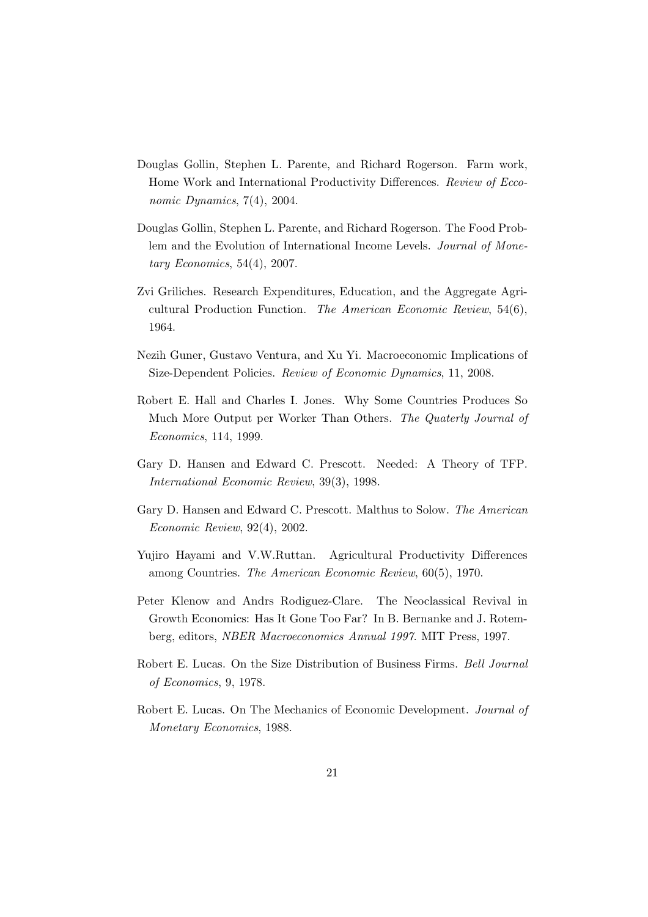Douglas Gollin, Stephen L. Parente, and Richard Rogerson. Farm work, Home Work and International Productivity Differences. *Review of Ecconomic Dynamics*, 7(4), 2004.

Douglas Gollin, Stephen L. Parente, and Richard Rogerson. The Food Problem and the Evolution of International Income Levels. *Journal of Monetary Economics*, 54(4), 2007.

Zvi Griliches. Research Expenditures, Education, and the Aggregate Agricultural Production Function. *The American Economic Review*, 54(6), 1964.

Nezih Guner, Gustavo Ventura, and Xu Yi. Macroeconomic Implications of Size-Dependent Policies. *Review of Economic Dynamics*, 11, 2008.

Robert E. Hall and Charles I. Jones. Why Some Countries Produces So Much More Output per Worker Than Others. *The Quaterly Journal of Economics*, 114, 1999.

Gary D. Hansen and Edward C. Prescott. Needed: A Theory of TFP. *International Economic Review*, 39(3), 1998.

Gary D. Hansen and Edward C. Prescott. Malthus to Solow. *The American Economic Review*, 92(4), 2002.

Yujiro Hayami and V.W.Ruttan. Agricultural Productivity Differences among Countries. *The American Economic Review*, 60(5), 1970.

Peter Klenow and Andrs Rodiguez-Clare. The Neoclassical Revival in Growth Economics: Has It Gone Too Far? In B. Bernanke and J. Rotemberg, editors, *NBER Macroeconomics Annual 1997*. MIT Press, 1997.

Robert E. Lucas. On the Size Distribution of Business Firms. *Bell Journal of Economics*, 9, 1978.

Robert E. Lucas. On The Mechanics of Economic Development. *Journal of Monetary Economics*, 1988.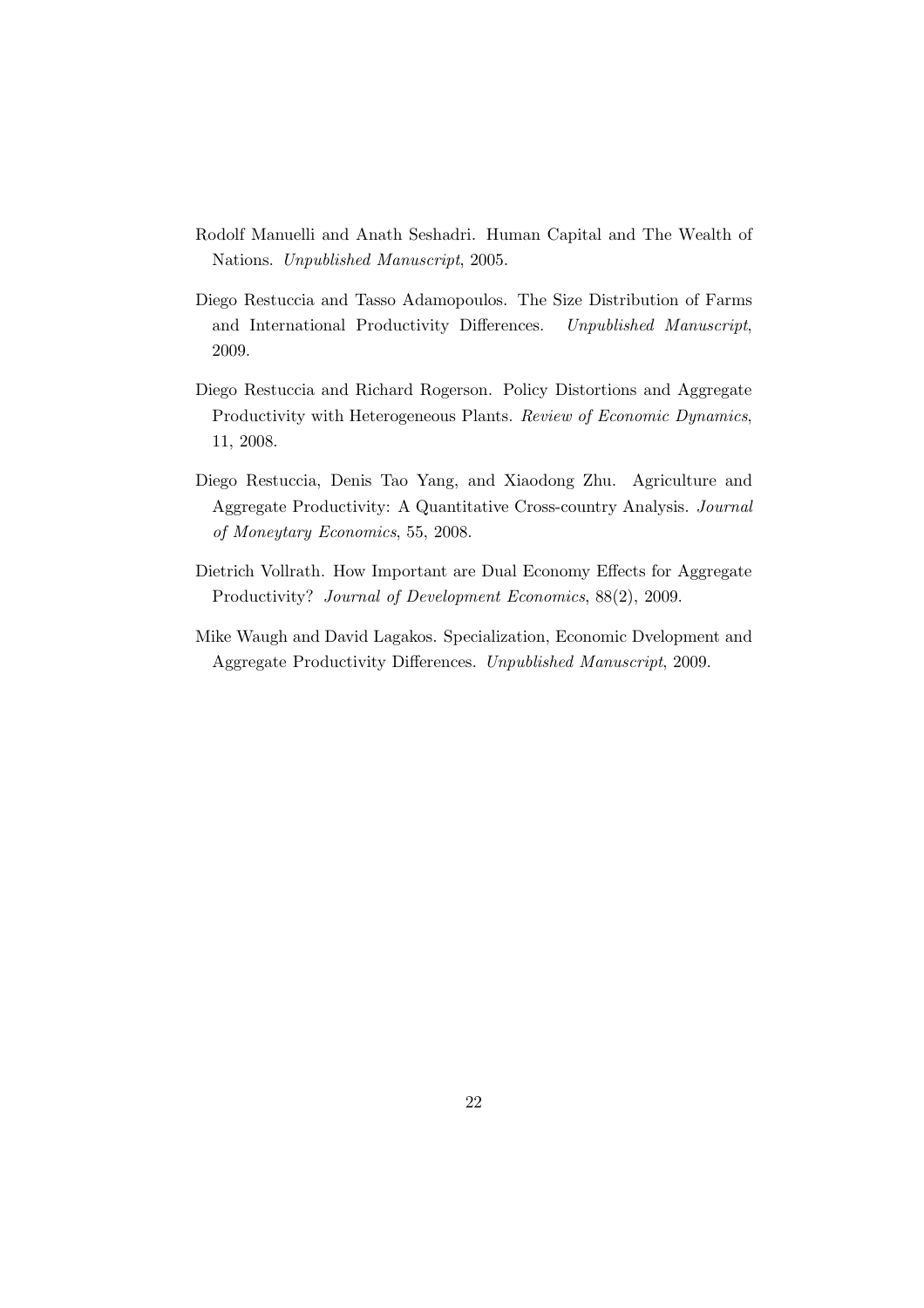Rodolf Manuelli and Anath Seshadri. Human Capital and The Wealth of Nations. *Unpublished Manuscript*, 2005.

Diego Restuccia and Tasso Adamopoulos. The Size Distribution of Farms and International Productivity Differences. *Unpublished Manuscript*, 2009.

Diego Restuccia and Richard Rogerson. Policy Distortions and Aggregate Productivity with Heterogeneous Plants. *Review of Economic Dynamics*, 11, 2008.

Diego Restuccia, Denis Tao Yang, and Xiaodong Zhu. Agriculture and Aggregate Productivity: A Quantitative Cross-country Analysis. *Journal of Moneytary Economics*, 55, 2008.

Dietrich Vollrath. How Important are Dual Economy Effects for Aggregate Productivity? *Journal of Development Economics*, 88(2), 2009.

Mike Waugh and David Lagakos. Specialization, Economic Dvelopment and Aggregate Productivity Differences. *Unpublished Manuscript*, 2009.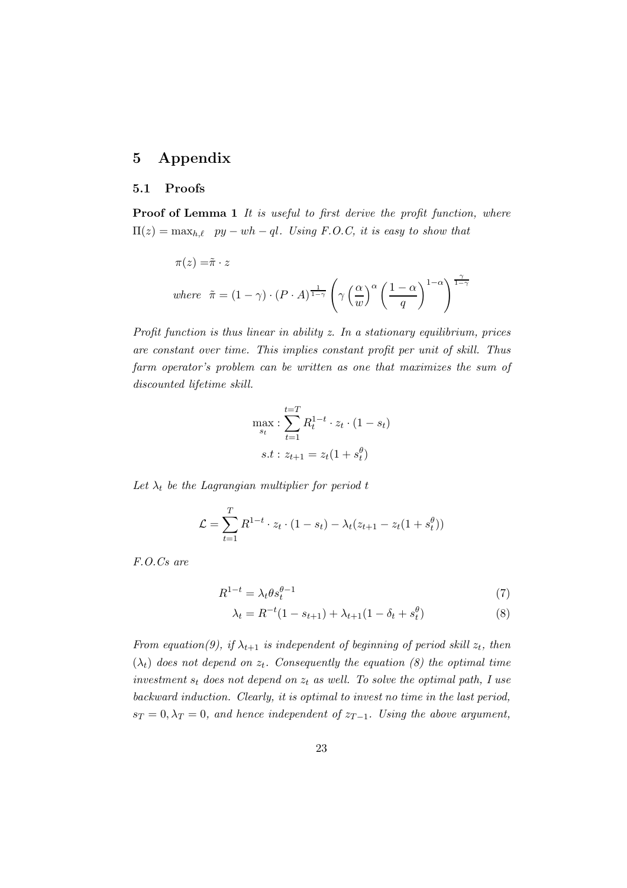# 5 Appendix

## 5.1 Proofs

**Proof of Lemma 1** *It is useful to first derive the profit function, where* $\Pi(z) = \max_{h,\ell} \quad py - wh - ql$*. Using F.O.C, it is easy to show that*

$$
\begin{aligned}
\pi(z) =& \tilde{\pi} \cdot z \\
\textit{where} \ \ \tilde{\pi} =& (1-\gamma) \cdot (P \cdot A)^{\frac{1}{1-\gamma}} \left( \gamma \left( \frac{\alpha}{w} \right)^{\alpha} \left( \frac{1-\alpha}{q} \right)^{1-\alpha} \right)^{\frac{\gamma}{1-\gamma}}
\end{aligned}
$$

*Profit function is thus linear in ability z. In a stationary equilibrium, prices are constant over time. This implies constant profit per unit of skill. Thus farm operator's problem can be written as one that maximizes the sum of discounted lifetime skill.*

$$
\begin{aligned}
\max_{s_t} : & \sum_{t=1}^{t=T} R_t^{1-t} \cdot z_t \cdot (1 - s_t) \\
s.t : & \ z_{t+1} = z_t(1 + s_t^{\theta})
\end{aligned}
$$

*Let* $\lambda_t$ *be the Lagrangian multiplier for period t*

$$
\mathcal{L} = \sum_{t=1}^{T} R^{1-t} \cdot z_t \cdot (1 - s_t) - \lambda_t(z_{t+1} - z_t(1 + s_t^{\theta}))
$$

*F.O.Cs are*

$$
R^{1-t} = \lambda_t \theta s_t^{\theta-1} \tag{7}
$$

$$
\lambda_t = R^{-t}(1 - s_{t+1}) + \lambda_{t+1}(1 - \delta_t + s_t^{\theta}) \tag{8}
$$

*From equation(9), if* $\lambda_{t+1}$ *is independent of beginning of period skill* $z_t$*, then* $(\lambda_t)$ *does not depend on* $z_t$*. Consequently the equation (8) the optimal time investment* $s_t$ *does not depend on* $z_t$ *as well. To solve the optimal path, I use backward induction. Clearly, it is optimal to invest no time in the last period,* $s_T = 0, \lambda_T = 0$*, and hence independent of* $z_{T-1}$*. Using the above argument,*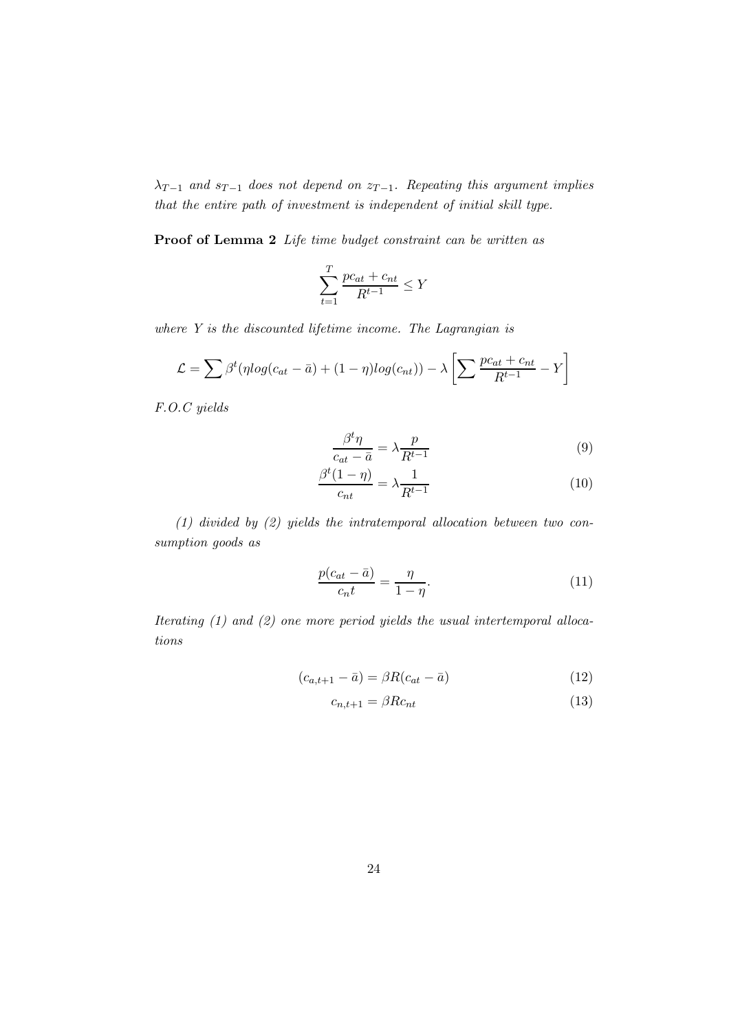*$\lambda_{T-1}$ and $s_{T-1}$ does not depend on $z_{T-1}$. Repeating this argument implies that the entire path of investment is independent of initial skill type.*

**Proof of Lemma 2** *Life time budget constraint can be written as*

$$\sum_{t=1}^{T} \frac{pc_{at} + c_{nt}}{R^{t-1}} \leq Y$$

*where $Y$ is the discounted lifetime income. The Lagrangian is*

$$\mathcal{L} = \sum \beta^t (\eta log(c_{at} - \bar{a}) + (1-\eta) log(c_{nt})) - \lambda \left[ \sum \frac{pc_{at} + c_{nt}}{R^{t-1}} - Y \right]$$

*F.O.C yields*

$$\frac{\beta^t \eta}{c_{at} - \bar{a}} = \lambda \frac{p}{R^{t-1}} \tag{9}$$

$$\frac{\beta^t (1-\eta)}{c_{nt}} = \lambda \frac{1}{R^{t-1}} \tag{10}$$

*(1) divided by (2) yields the intratemporal allocation between two consumption goods as*

$$\frac{p(c_{at} - \bar{a})}{c_n t} = \frac{\eta}{1-\eta}. \tag{11}$$

*Iterating (1) and (2) one more period yields the usual intertemporal allocations*

$$(c_{a,t+1} - \bar{a}) = \beta R (c_{at} - \bar{a}) \tag{12}$$

$$c_{n,t+1} = \beta R c_{nt} \tag{13}$$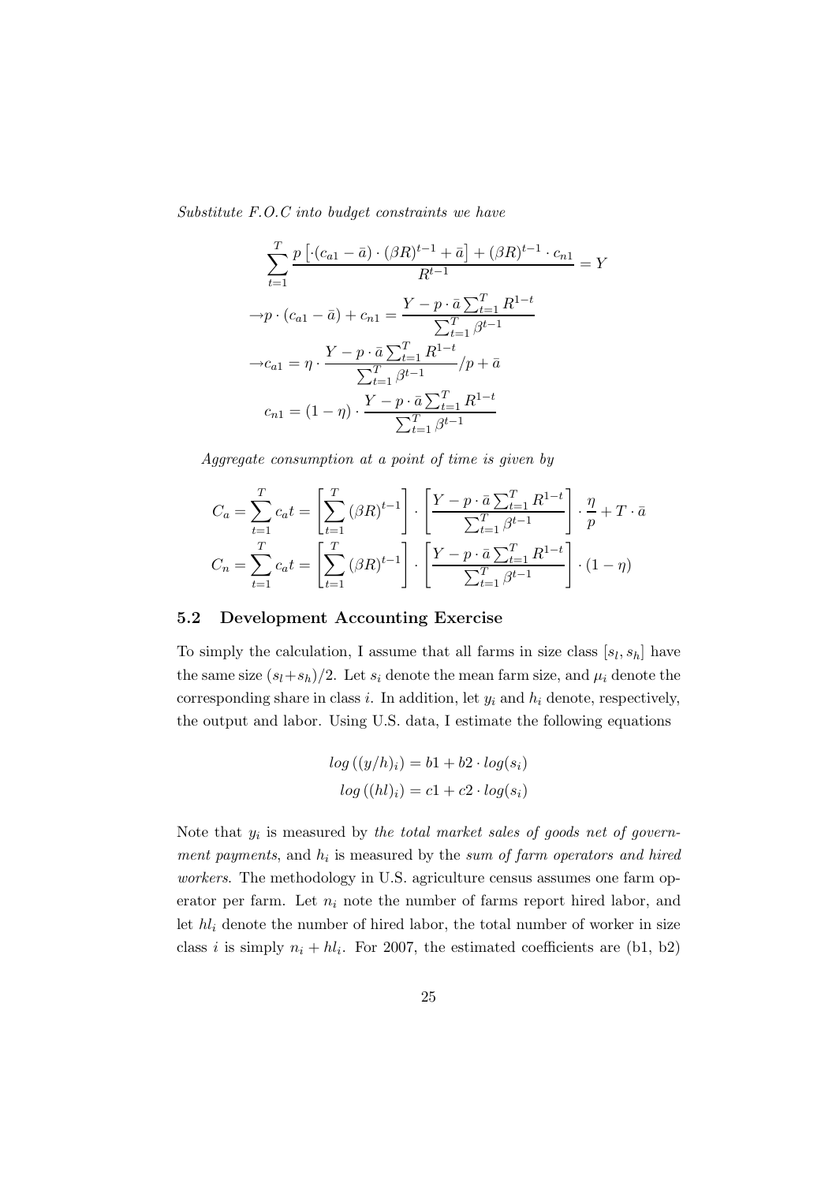*Substitute F.O.C into budget constraints we have*

$$\sum_{t=1}^{T} \frac{p\left[\cdot(c_{a1}-\bar{a})\cdot(\beta R)^{t-1}+\bar{a}\right]+(\beta R)^{t-1}\cdot c_{n1}}{R^{t-1}} = Y$$

$$\rightarrow p\cdot(c_{a1}-\bar{a})+c_{n1} = \frac{Y-p\cdot\bar{a}\sum_{t=1}^{T}R^{1-t}}{\sum_{t=1}^{T}\beta^{t-1}}$$

$$\rightarrow c_{a1} = \eta\cdot\frac{Y-p\cdot\bar{a}\sum_{t=1}^{T}R^{1-t}}{\sum_{t=1}^{T}\beta^{t-1}}/p+\bar{a}$$

$$c_{n1} = (1-\eta)\cdot\frac{Y-p\cdot\bar{a}\sum_{t=1}^{T}R^{1-t}}{\sum_{t=1}^{T}\beta^{t-1}}$$

*Aggregate consumption at a point of time is given by*

$$C_a = \sum_{t=1}^{T} c_a t = \left[\sum_{t=1}^{T}(\beta R)^{t-1}\right]\cdot\left[\frac{Y-p\cdot\bar{a}\sum_{t=1}^{T}R^{1-t}}{\sum_{t=1}^{T}\beta^{t-1}}\right]\cdot\frac{\eta}{p}+T\cdot\bar{a}$$

$$C_n = \sum_{t=1}^{T} c_a t = \left[\sum_{t=1}^{T}(\beta R)^{t-1}\right]\cdot\left[\frac{Y-p\cdot\bar{a}\sum_{t=1}^{T}R^{1-t}}{\sum_{t=1}^{T}\beta^{t-1}}\right]\cdot(1-\eta)$$

### 5.2 Development Accounting Exercise

To simply the calculation, I assume that all farms in size class $[s_l, s_h]$ have the same size $(s_l+s_h)/2$. Let $s_i$ denote the mean farm size, and $\mu_i$ denote the corresponding share in class $i$. In addition, let $y_i$ and $h_i$ denote, respectively, the output and labor. Using U.S. data, I estimate the following equations

$$log\left((y/h)_i\right) = b1 + b2\cdot log(s_i)$$
$$log\left((hl)_i\right) = c1 + c2\cdot log(s_i)$$

Note that $y_i$ is measured by *the total market sales of goods net of government payments*, and $h_i$ is measured by the *sum of farm operators and hired workers*. The methodology in U.S. agriculture census assumes one farm operator per farm. Let $n_i$ note the number of farms report hired labor, and let $hl_i$ denote the number of hired labor, the total number of worker in size class $i$ is simply $n_i + hl_i$. For 2007, the estimated coefficients are (b1, b2)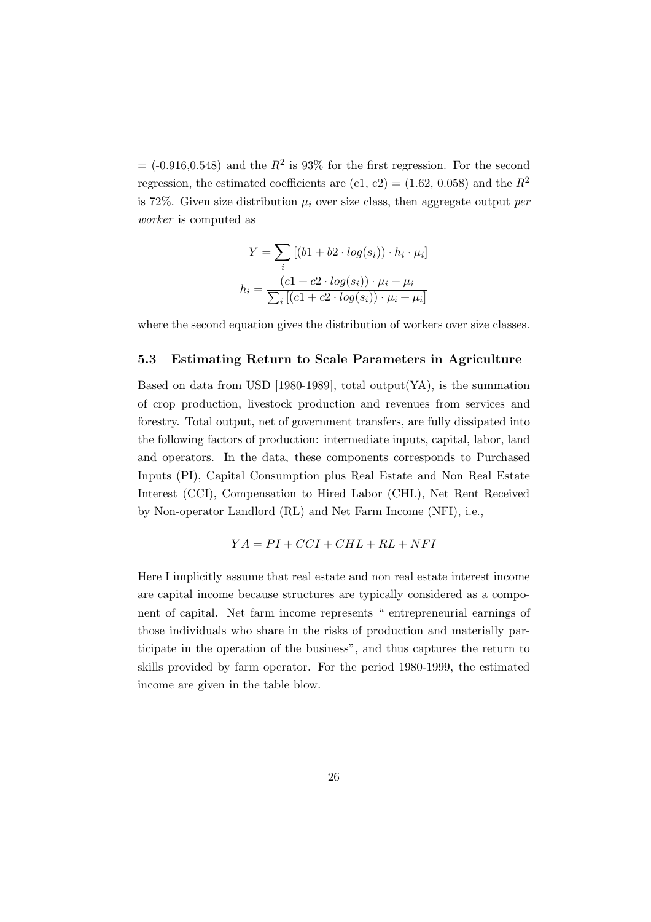= (-0.916,0.548) and the $R^2$ is 93% for the first regression. For the second regression, the estimated coefficients are (c1, c2) = (1.62, 0.058) and the $R^2$ is 72%. Given size distribution $\mu_i$ over size class, then aggregate output *per worker* is computed as

$$Y = \sum_i \left[ (b1 + b2 \cdot log(s_i)) \cdot h_i \cdot \mu_i \right]$$

$$h_i = \frac{(c1 + c2 \cdot log(s_i)) \cdot \mu_i + \mu_i}{\sum_i \left[ (c1 + c2 \cdot log(s_i)) \cdot \mu_i + \mu_i \right]}$$

where the second equation gives the distribution of workers over size classes.

### 5.3 Estimating Return to Scale Parameters in Agriculture

Based on data from USD [1980-1989], total output(YA), is the summation of crop production, livestock production and revenues from services and forestry. Total output, net of government transfers, are fully dissipated into the following factors of production: intermediate inputs, capital, labor, land and operators. In the data, these components corresponds to Purchased Inputs (PI), Capital Consumption plus Real Estate and Non Real Estate Interest (CCI), Compensation to Hired Labor (CHL), Net Rent Received by Non-operator Landlord (RL) and Net Farm Income (NFI), i.e.,

$$YA = PI + CCI + CHL + RL + NFI$$

Here I implicitly assume that real estate and non real estate interest income are capital income because structures are typically considered as a component of capital. Net farm income represents " entrepreneurial earnings of those individuals who share in the risks of production and materially participate in the operation of the business", and thus captures the return to skills provided by farm operator. For the period 1980-1999, the estimated income are given in the table blow.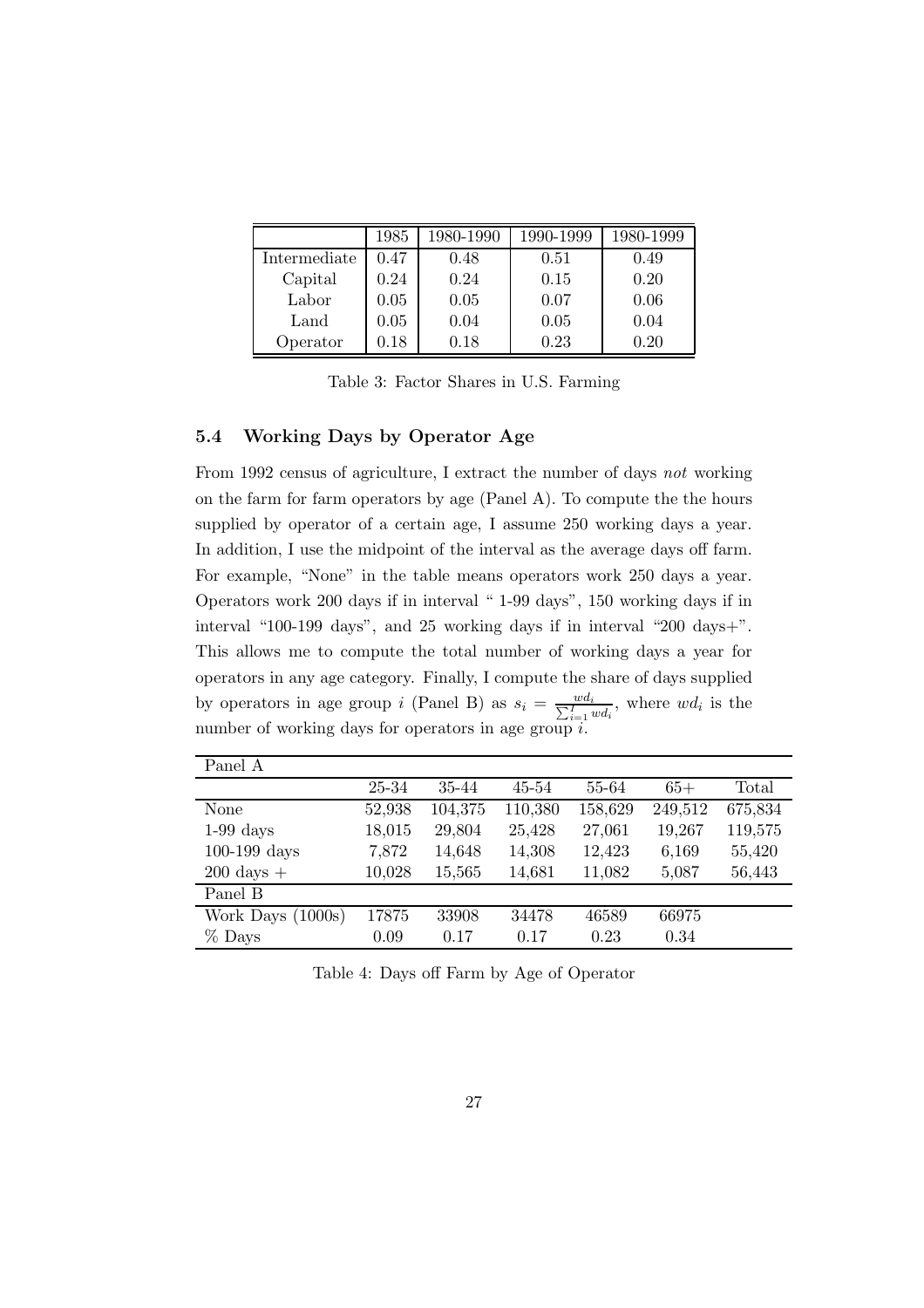|  | 1985 | 1980-1990 | 1990-1999 | 1980-1999 |
|---|---|---|---|---|
| Intermediate | 0.47 | 0.48 | 0.51 | 0.49 |
| Capital | 0.24 | 0.24 | 0.15 | 0.20 |
| Labor | 0.05 | 0.05 | 0.07 | 0.06 |
| Land | 0.05 | 0.04 | 0.05 | 0.04 |
| Operator | 0.18 | 0.18 | 0.23 | 0.20 |

Table 3: Factor Shares in U.S. Farming

### 5.4 Working Days by Operator Age

From 1992 census of agriculture, I extract the number of days *not* working on the farm for farm operators by age (Panel A). To compute the the hours supplied by operator of a certain age, I assume 250 working days a year. In addition, I use the midpoint of the interval as the average days off farm. For example, "None" in the table means operators work 250 days a year. Operators work 200 days if in interval " 1-99 days", 150 working days if in interval "100-199 days", and 25 working days if in interval "200 days+". This allows me to compute the total number of working days a year for operators in any age category. Finally, I compute the share of days supplied by operators in age group $i$ (Panel B) as $s_i = \frac{wd_i}{\sum_{i=1}^{I} wd_i}$, where $wd_i$ is the number of working days for operators in age group $i$.

| Panel A | | | | | | |
|---|---|---|---|---|---|---|
|  | 25-34 | 35-44 | 45-54 | 55-64 | 65+ | Total |
| None | 52,938 | 104,375 | 110,380 | 158,629 | 249,512 | 675,834 |
| 1-99 days | 18,015 | 29,804 | 25,428 | 27,061 | 19,267 | 119,575 |
| 100-199 days | 7,872 | 14,648 | 14,308 | 12,423 | 6,169 | 55,420 |
| 200 days + | 10,028 | 15,565 | 14,681 | 11,082 | 5,087 | 56,443 |
| Panel B | | | | | | |
| Work Days (1000s) | 17875 | 33908 | 34478 | 46589 | 66975 | |
| % Days | 0.09 | 0.17 | 0.17 | 0.23 | 0.34 | |

Table 4: Days off Farm by Age of Operator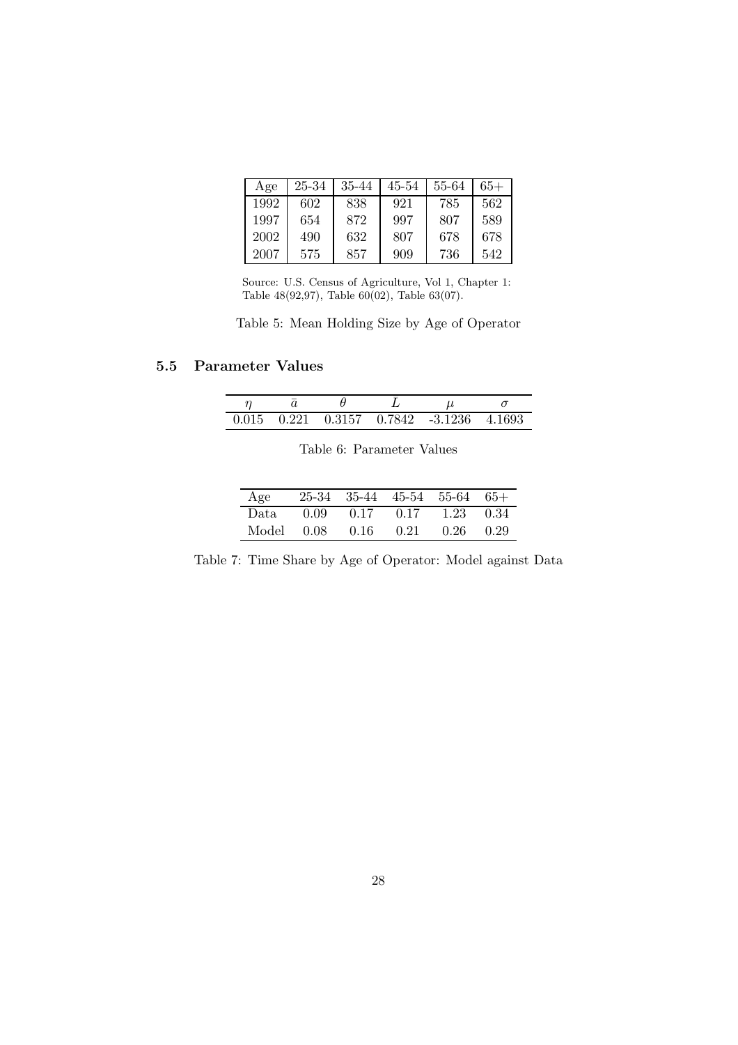| Age | 25-34 | 35-44 | 45-54 | 55-64 | 65+ |
|---|---|---|---|---|---|
| 1992 | 602 | 838 | 921 | 785 | 562 |
| 1997 | 654 | 872 | 997 | 807 | 589 |
| 2002 | 490 | 632 | 807 | 678 | 678 |
| 2007 | 575 | 857 | 909 | 736 | 542 |

Source: U.S. Census of Agriculture, Vol 1, Chapter 1: Table 48(92,97), Table 60(02), Table 63(07).

Table 5: Mean Holding Size by Age of Operator

### 5.5 Parameter Values

| $\eta$ | $\bar{a}$ | $\theta$ | $L$ | $\mu$ | $\sigma$ |
|---|---|---|---|---|---|
| 0.015 | 0.221 | 0.3157 | 0.7842 | -3.1236 | 4.1693 |

Table 6: Parameter Values

| Age | 25-34 | 35-44 | 45-54 | 55-64 | 65+ |
|---|---|---|---|---|---|
| Data | 0.09 | 0.17 | 0.17 | 1.23 | 0.34 |
| Model | 0.08 | 0.16 | 0.21 | 0.26 | 0.29 |

Table 7: Time Share by Age of Operator: Model against Data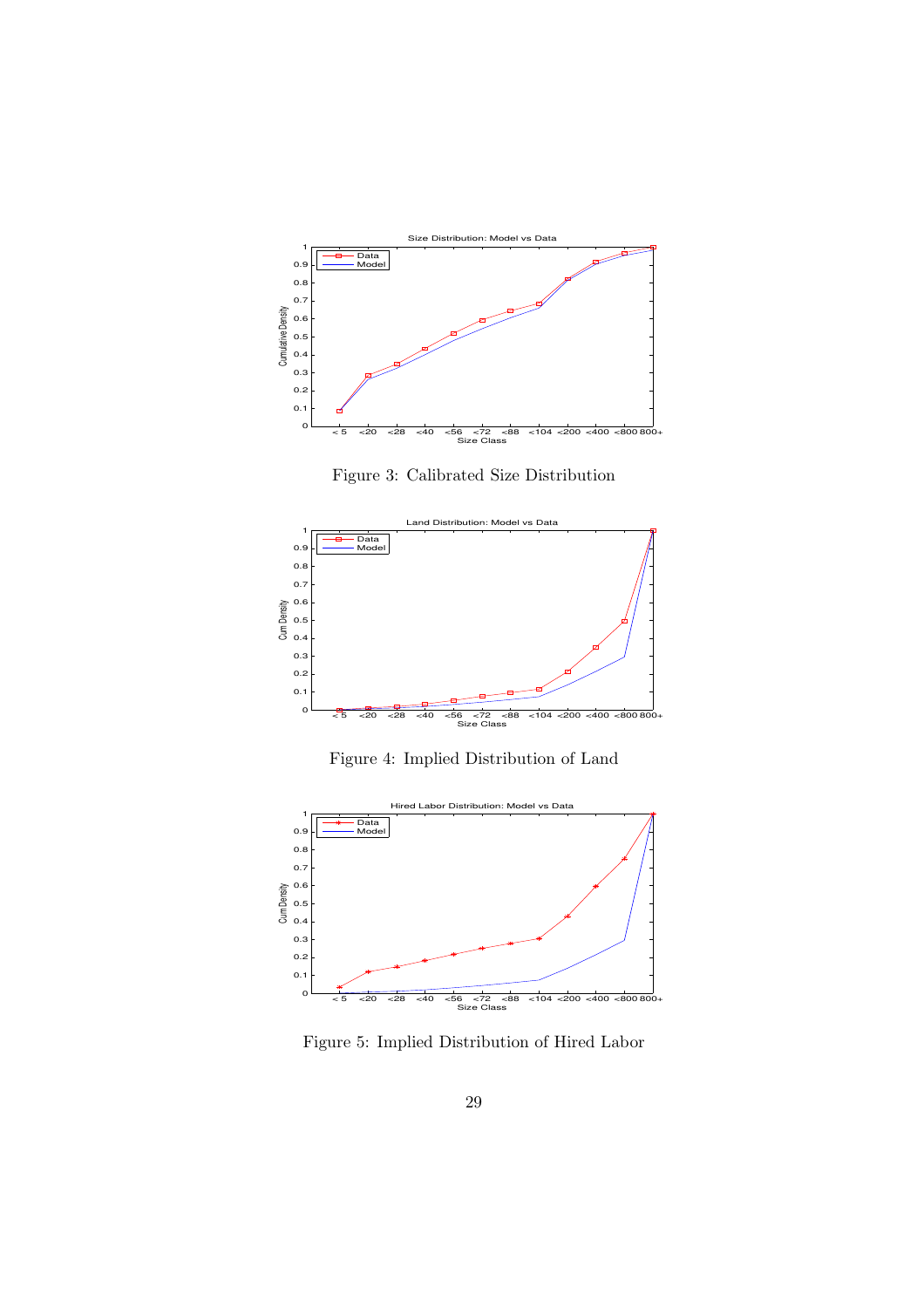Figure 3: Calibrated Size Distribution

Figure 4: Implied Distribution of Land

Figure 5: Implied Distribution of Hired Labor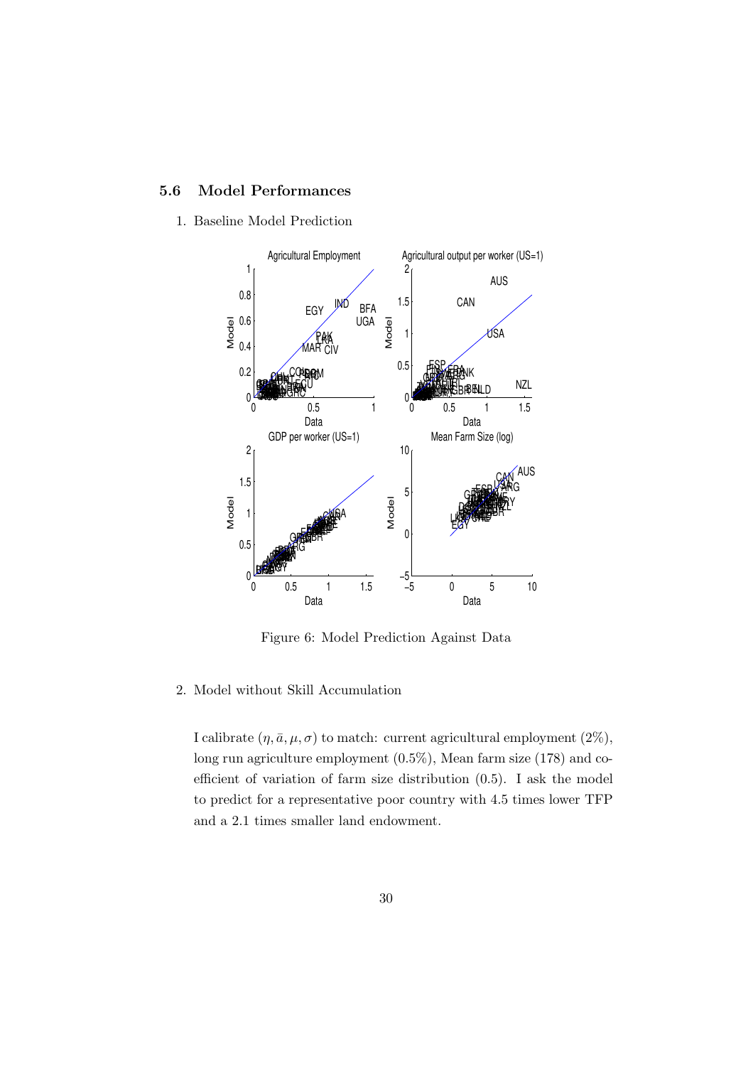### 5.6 Model Performances

1. Baseline Model Prediction

Figure 6: Model Prediction Against Data

2. Model without Skill Accumulation

   I calibrate $(\eta, \bar{a}, \mu, \sigma)$ to match: current agricultural employment (2%), long run agriculture employment (0.5%), Mean farm size (178) and coefficient of variation of farm size distribution (0.5). I ask the model to predict for a representative poor country with 4.5 times lower TFP and a 2.1 times smaller land endowment.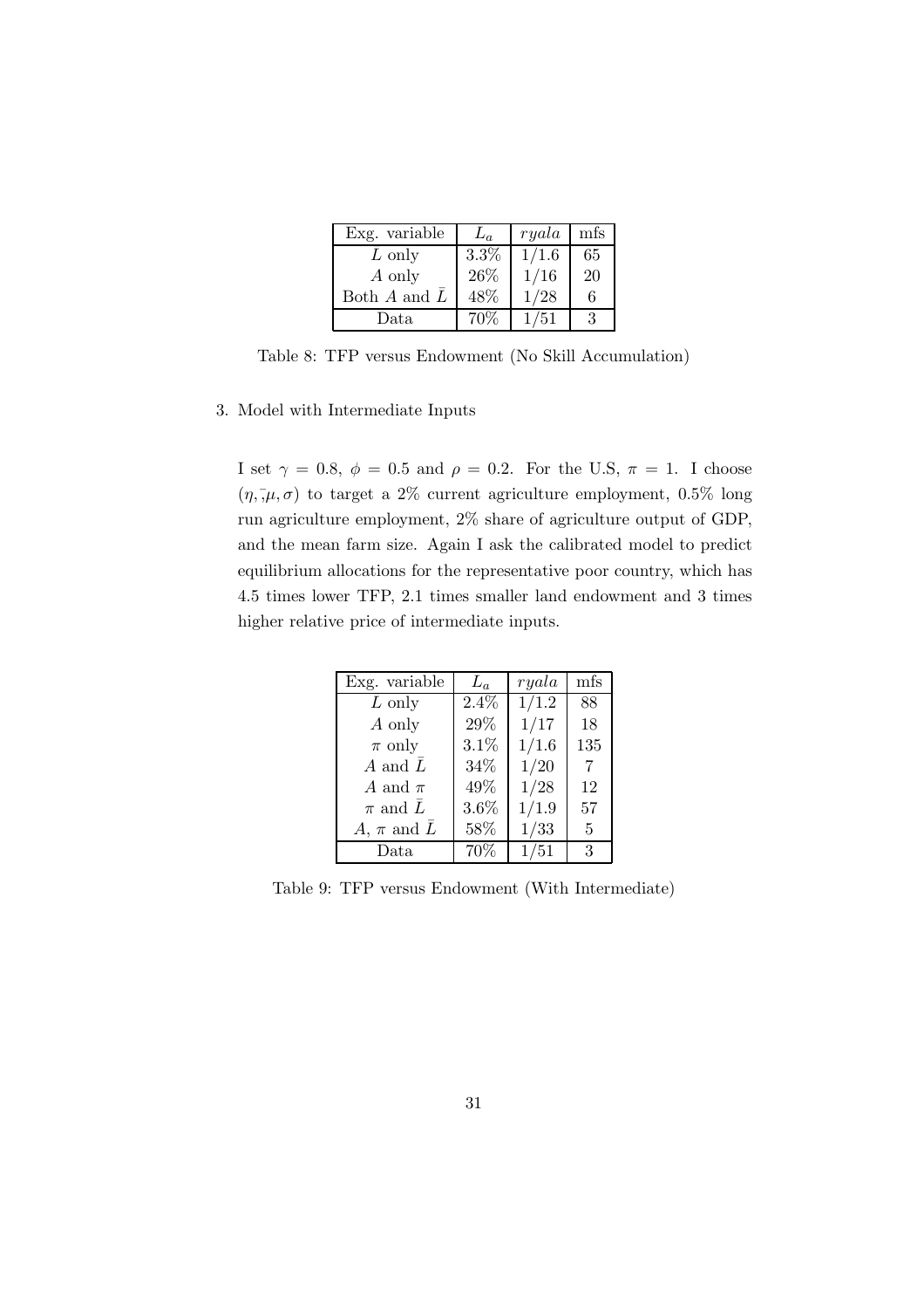| Exg. variable | $L_a$ | $ryala$ | mfs |
|---|---|---|---|
| $L$ only | 3.3% | 1/1.6 | 65 |
| $A$ only | 26% | 1/16 | 20 |
| Both $A$ and $\bar{L}$ | 48% | 1/28 | 6 |
| Data | 70% | 1/51 | 3 |

Table 8: TFP versus Endowment (No Skill Accumulation)

3. Model with Intermediate Inputs

   I set $\gamma = 0.8$, $\phi = 0.5$ and $\rho = 0.2$. For the U.S, $\pi = 1$. I choose $(\eta, \bar{,}\mu, \sigma)$ to target a 2% current agriculture employment, 0.5% long run agriculture employment, 2% share of agriculture output of GDP, and the mean farm size. Again I ask the calibrated model to predict equilibrium allocations for the representative poor country, which has 4.5 times lower TFP, 2.1 times smaller land endowment and 3 times higher relative price of intermediate inputs.

| Exg. variable | $L_a$ | $ryala$ | mfs |
|---|---|---|---|
| $L$ only | 2.4% | 1/1.2 | 88 |
| $A$ only | 29% | 1/17 | 18 |
| $\pi$ only | 3.1% | 1/1.6 | 135 |
| $A$ and $\bar{L}$ | 34% | 1/20 | 7 |
| $A$ and $\pi$ | 49% | 1/28 | 12 |
| $\pi$ and $\bar{L}$ | 3.6% | 1/1.9 | 57 |
| $A$, $\pi$ and $\bar{L}$ | 58% | 1/33 | 5 |
| Data | 70% | 1/51 | 3 |

Table 9: TFP versus Endowment (With Intermediate)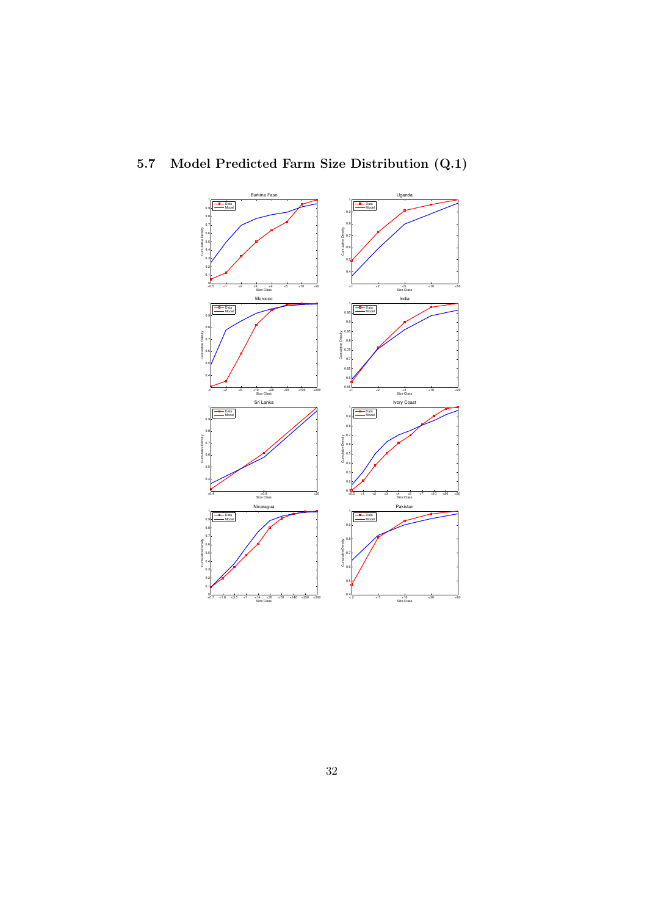## 5.7 Model Predicted Farm Size Distribution (Q.1)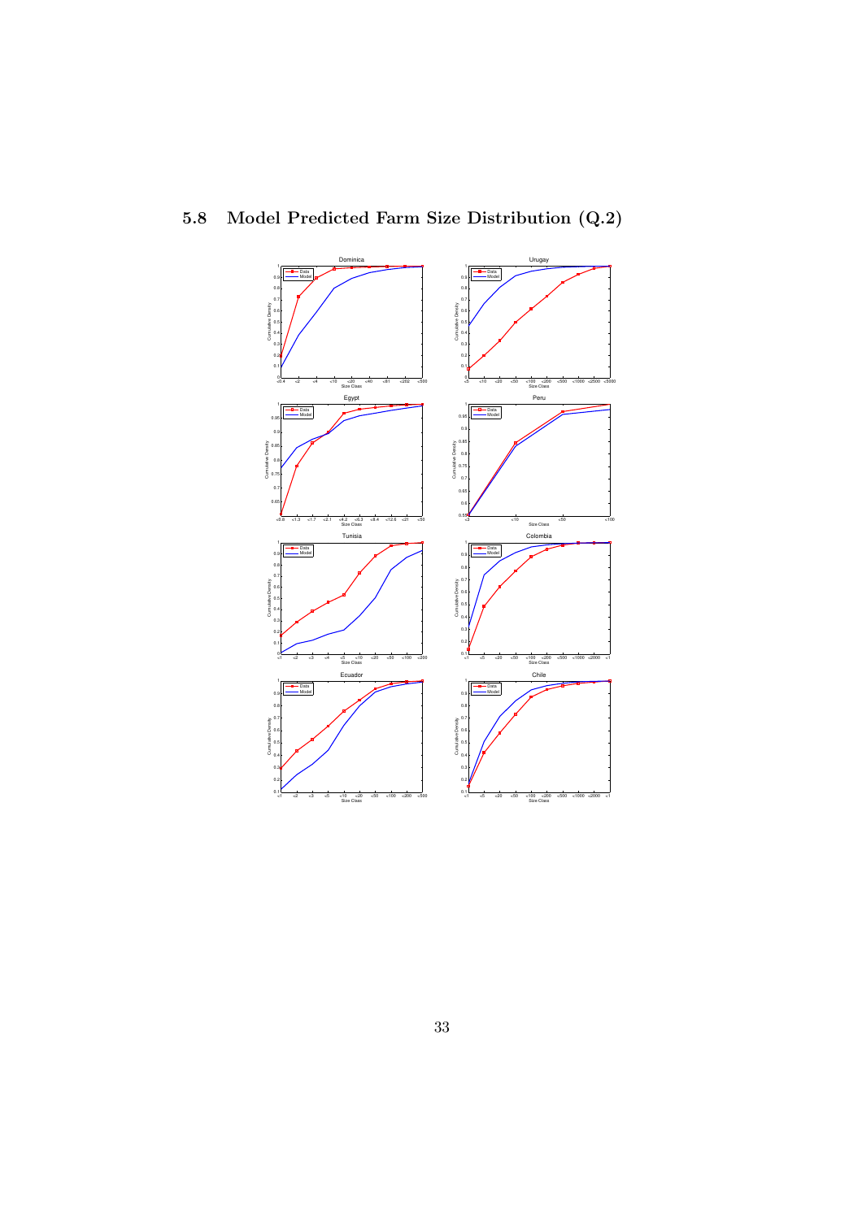## 5.8 Model Predicted Farm Size Distribution (Q.2)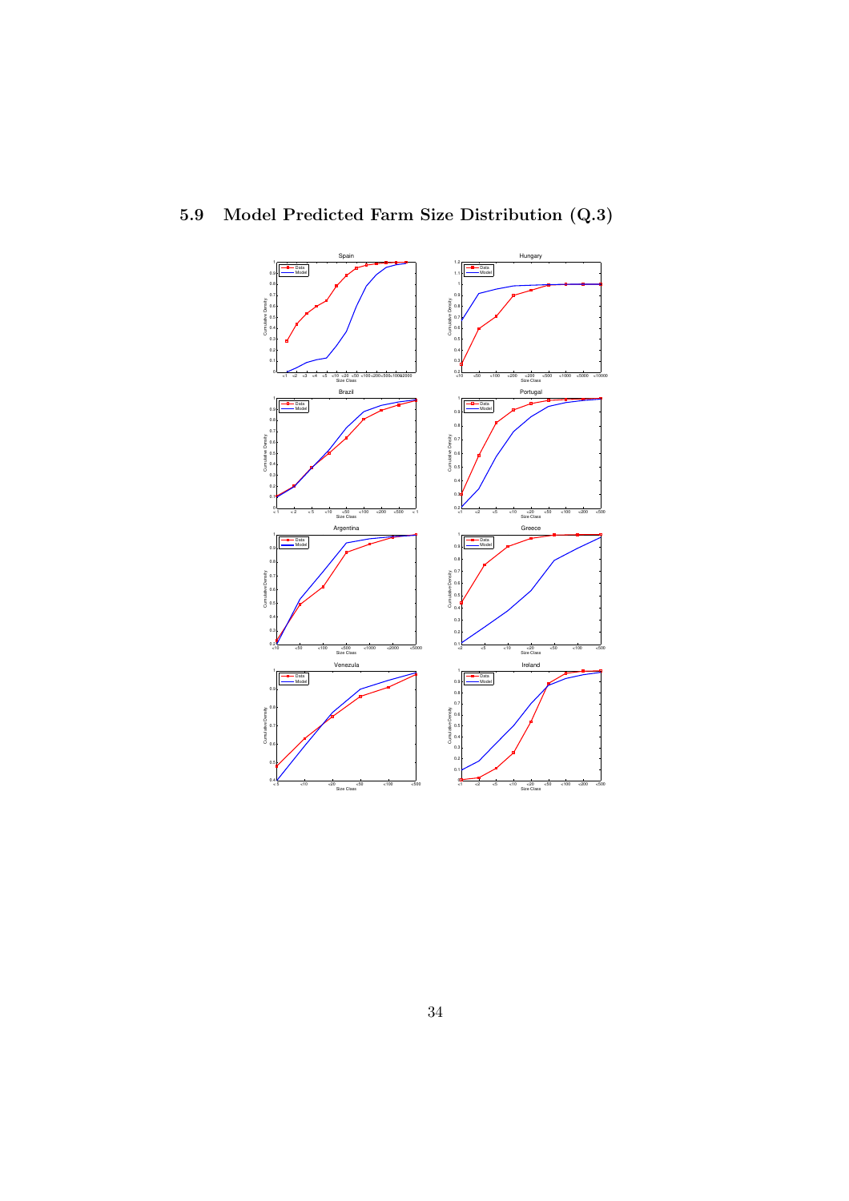## 5.9 Model Predicted Farm Size Distribution (Q.3)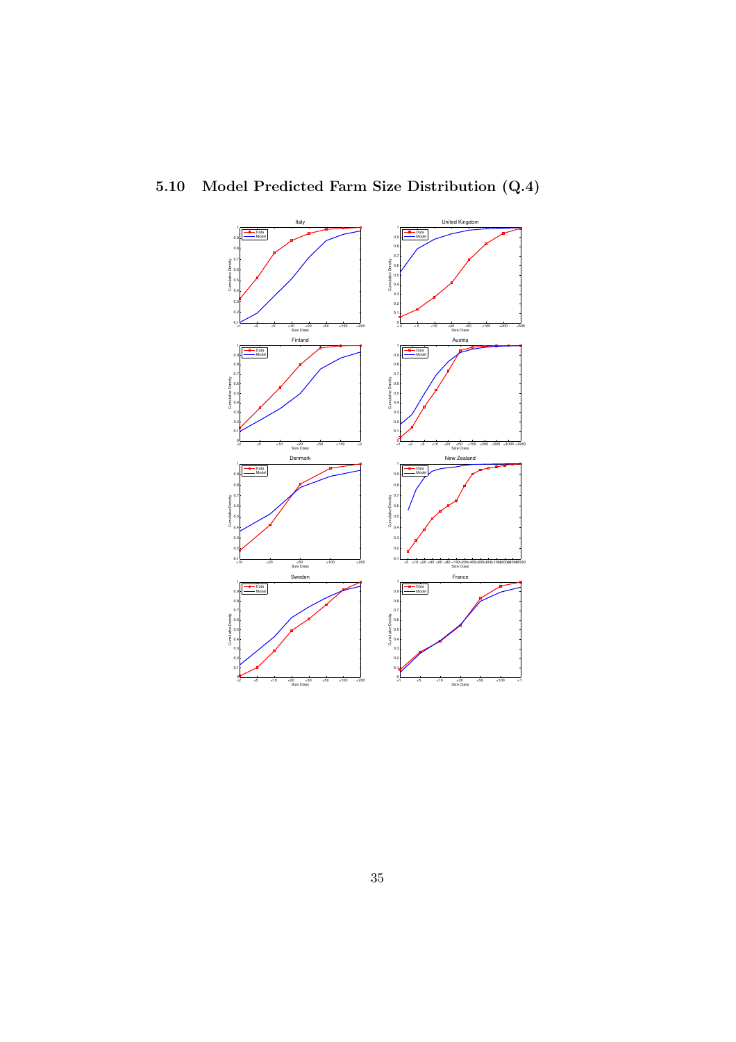## 5.10 Model Predicted Farm Size Distribution (Q.4)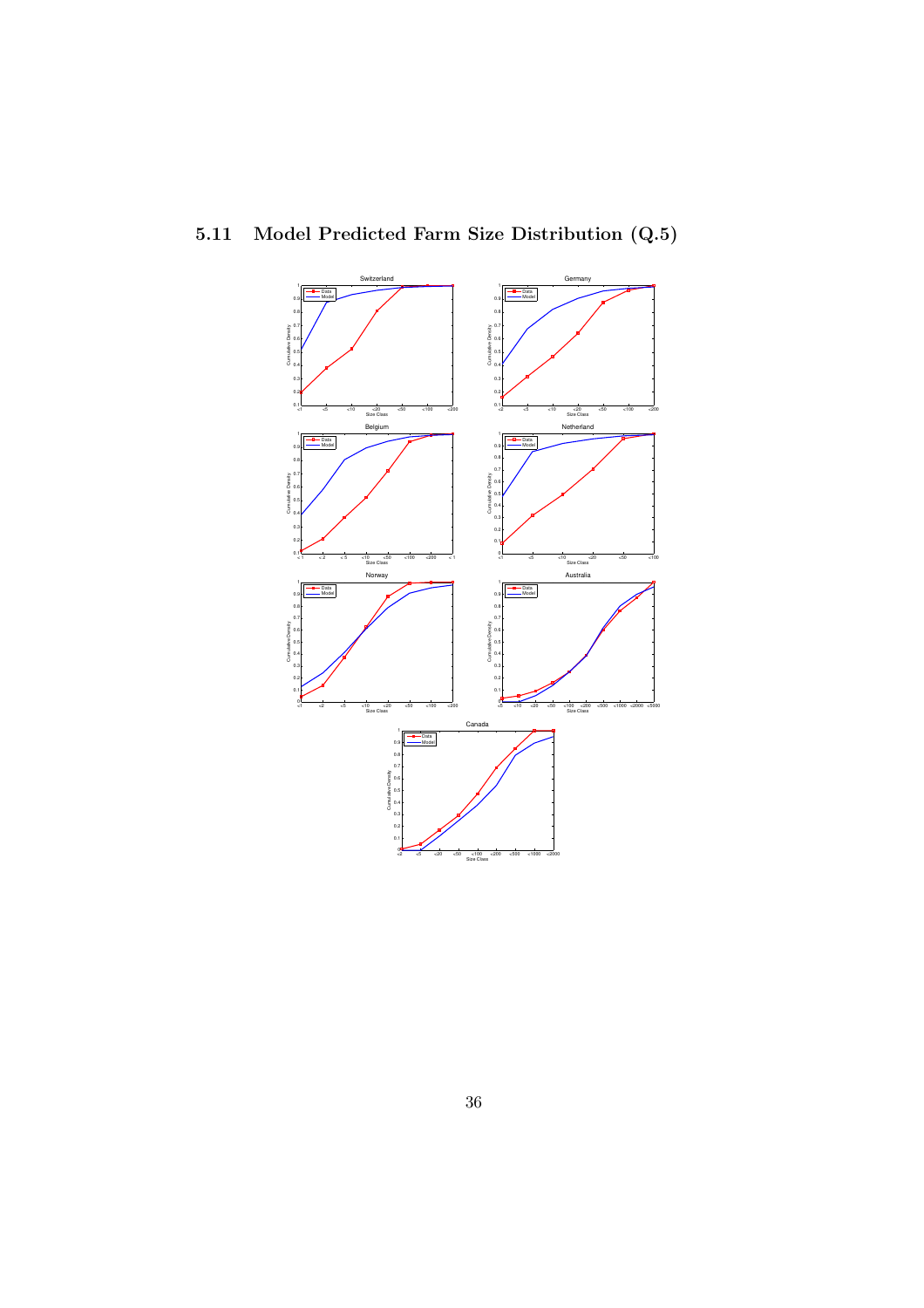## 5.11 Model Predicted Farm Size Distribution (Q.5)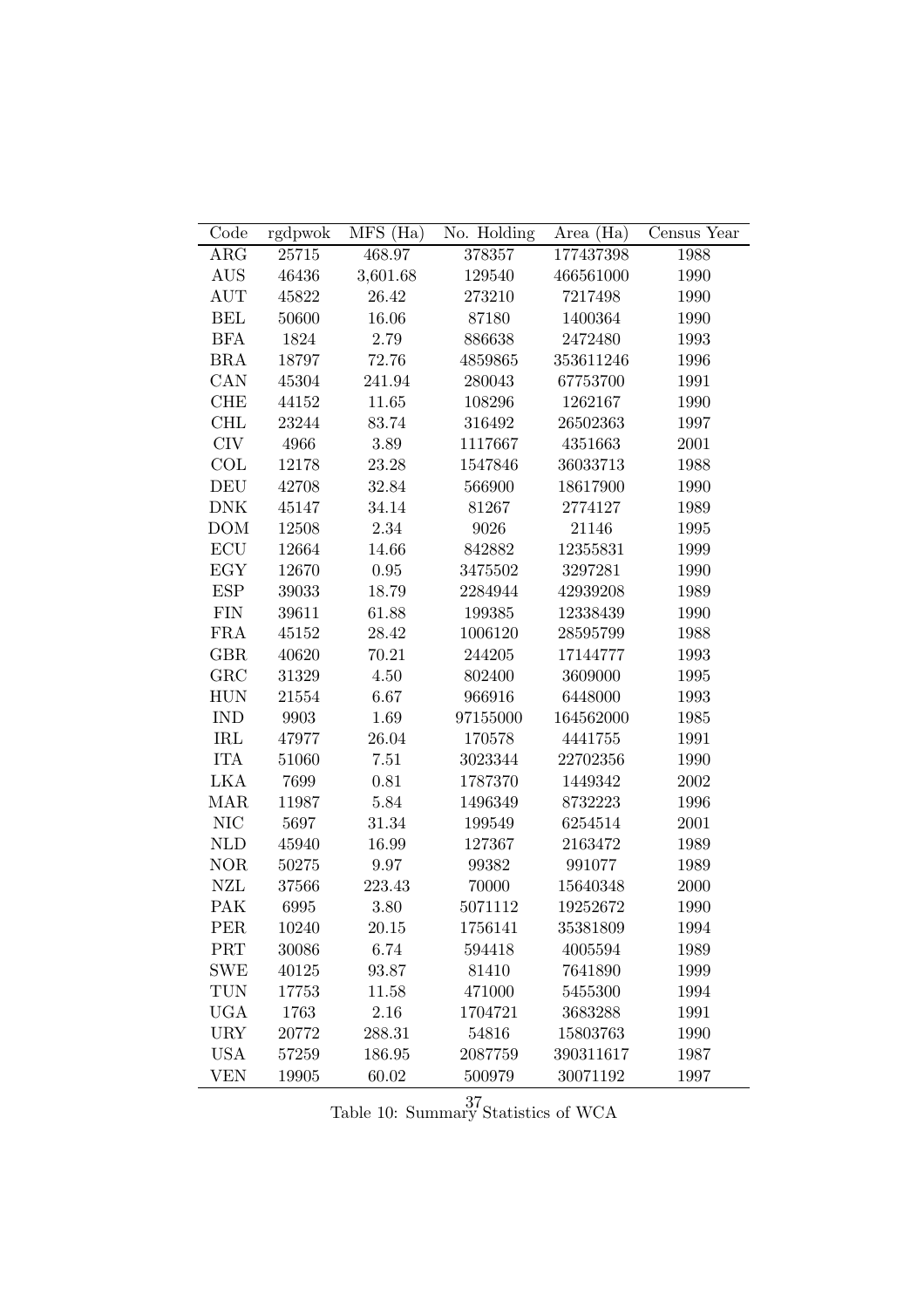| Code | rgdpwok | MFS (Ha) | No. Holding | Area (Ha) | Census Year |
|---|---|---|---|---|---|
| ARG | 25715 | 468.97 | 378357 | 177437398 | 1988 |
| AUS | 46436 | 3,601.68 | 129540 | 466561000 | 1990 |
| AUT | 45822 | 26.42 | 273210 | 7217498 | 1990 |
| BEL | 50600 | 16.06 | 87180 | 1400364 | 1990 |
| BFA | 1824 | 2.79 | 886638 | 2472480 | 1993 |
| BRA | 18797 | 72.76 | 4859865 | 353611246 | 1996 |
| CAN | 45304 | 241.94 | 280043 | 67753700 | 1991 |
| CHE | 44152 | 11.65 | 108296 | 1262167 | 1990 |
| CHL | 23244 | 83.74 | 316492 | 26502363 | 1997 |
| CIV | 4966 | 3.89 | 1117667 | 4351663 | 2001 |
| COL | 12178 | 23.28 | 1547846 | 36033713 | 1988 |
| DEU | 42708 | 32.84 | 566900 | 18617900 | 1990 |
| DNK | 45147 | 34.14 | 81267 | 2774127 | 1989 |
| DOM | 12508 | 2.34 | 9026 | 21146 | 1995 |
| ECU | 12664 | 14.66 | 842882 | 12355831 | 1999 |
| EGY | 12670 | 0.95 | 3475502 | 3297281 | 1990 |
| ESP | 39033 | 18.79 | 2284944 | 42939208 | 1989 |
| FIN | 39611 | 61.88 | 199385 | 12338439 | 1990 |
| FRA | 45152 | 28.42 | 1006120 | 28595799 | 1988 |
| GBR | 40620 | 70.21 | 244205 | 17144777 | 1993 |
| GRC | 31329 | 4.50 | 802400 | 3609000 | 1995 |
| HUN | 21554 | 6.67 | 966916 | 6448000 | 1993 |
| IND | 9903 | 1.69 | 97155000 | 164562000 | 1985 |
| IRL | 47977 | 26.04 | 170578 | 4441755 | 1991 |
| ITA | 51060 | 7.51 | 3023344 | 22702356 | 1990 |
| LKA | 7699 | 0.81 | 1787370 | 1449342 | 2002 |
| MAR | 11987 | 5.84 | 1496349 | 8732223 | 1996 |
| NIC | 5697 | 31.34 | 199549 | 6254514 | 2001 |
| NLD | 45940 | 16.99 | 127367 | 2163472 | 1989 |
| NOR | 50275 | 9.97 | 99382 | 991077 | 1989 |
| NZL | 37566 | 223.43 | 70000 | 15640348 | 2000 |
| PAK | 6995 | 3.80 | 5071112 | 19252672 | 1990 |
| PER | 10240 | 20.15 | 1756141 | 35381809 | 1994 |
| PRT | 30086 | 6.74 | 594418 | 4005594 | 1989 |
| SWE | 40125 | 93.87 | 81410 | 7641890 | 1999 |
| TUN | 17753 | 11.58 | 471000 | 5455300 | 1994 |
| UGA | 1763 | 2.16 | 1704721 | 3683288 | 1991 |
| URY | 20772 | 288.31 | 54816 | 15803763 | 1990 |
| USA | 57259 | 186.95 | 2087759 | 390311617 | 1987 |
| VEN | 19905 | 60.02 | 500979 | 30071192 | 1997 |

Table 10: Summary Statistics of WCA